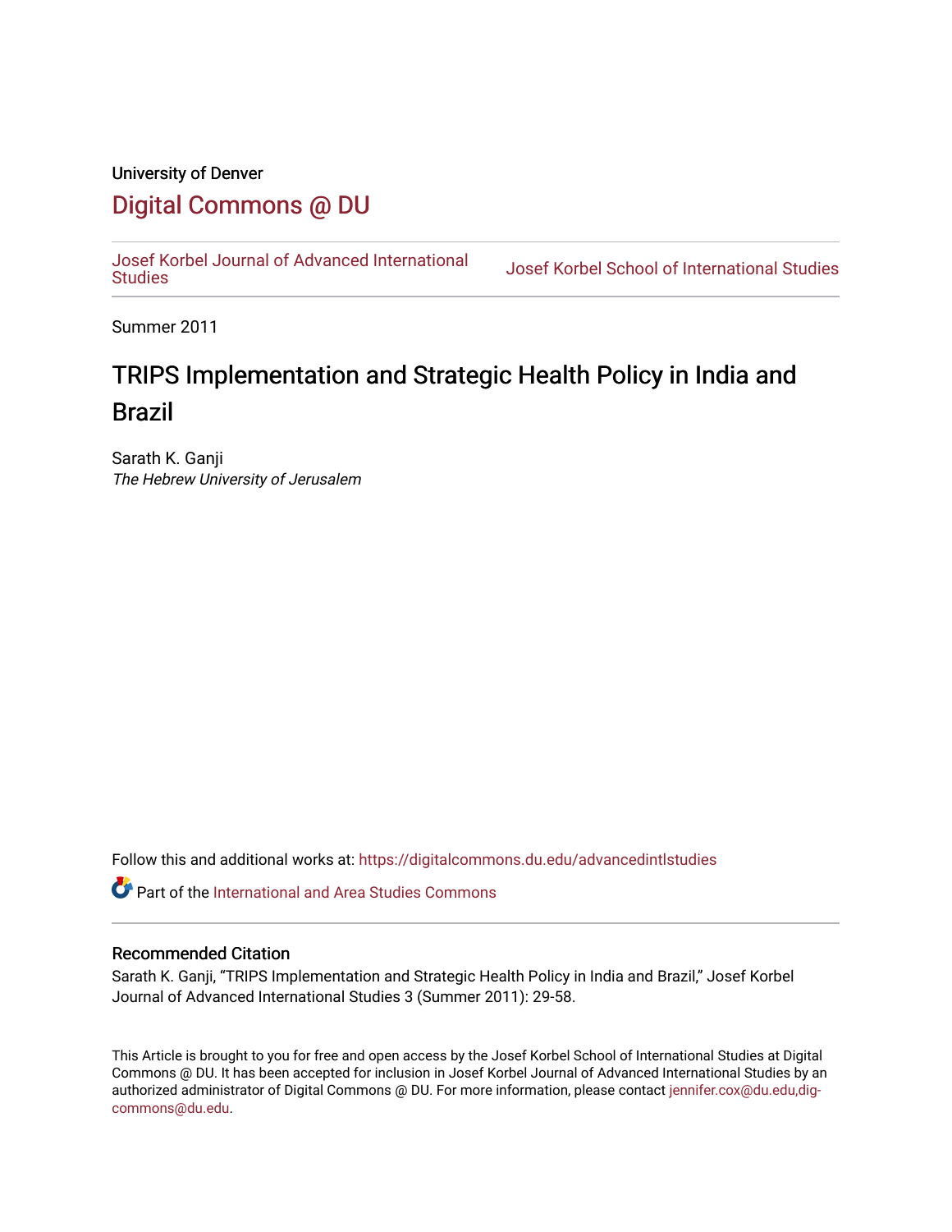University of Denver

# Digital Commons @ DU

Josef Korbel Journal of Advanced International Studies | Josef Korbel School of International Studies

Summer 2011

## TRIPS Implementation and Strategic Health Policy in India and Brazil

Sarath K. Ganji
*The Hebrew University of Jerusalem*

Follow this and additional works at: https://digitalcommons.du.edu/advancedintlstudies

Part of the International and Area Studies Commons

### Recommended Citation

Sarath K. Ganji, "TRIPS Implementation and Strategic Health Policy in India and Brazil," Josef Korbel Journal of Advanced International Studies 3 (Summer 2011): 29-58.

This Article is brought to you for free and open access by the Josef Korbel School of International Studies at Digital Commons @ DU. It has been accepted for inclusion in Josef Korbel Journal of Advanced International Studies by an authorized administrator of Digital Commons @ DU. For more information, please contact jennifer.cox@du.edu,dig-commons@du.edu.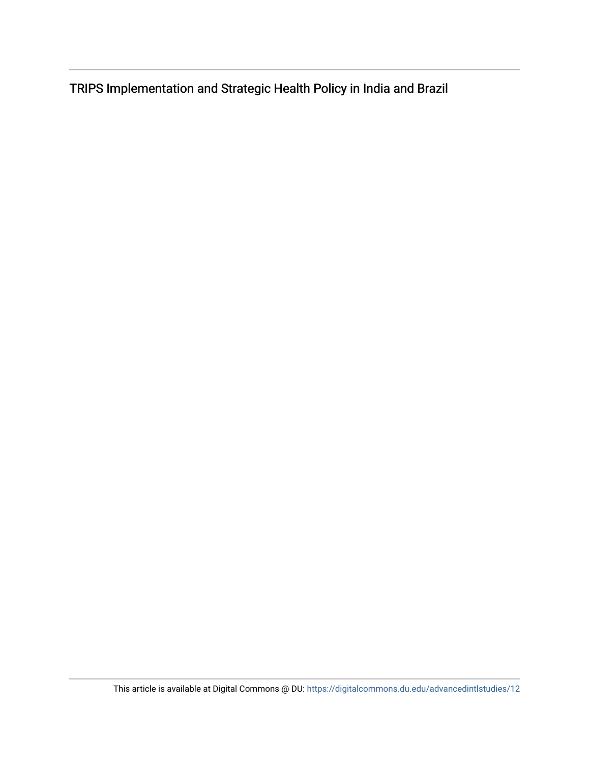TRIPS Implementation and Strategic Health Policy in India and Brazil

This article is available at Digital Commons @ DU: https://digitalcommons.du.edu/advancedintlstudies/12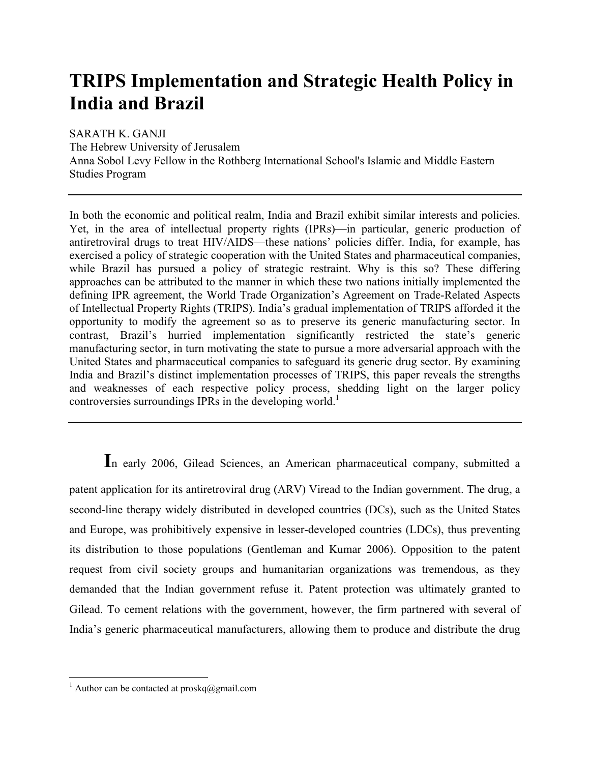# TRIPS Implementation and Strategic Health Policy in India and Brazil

SARATH K. GANJI
The Hebrew University of Jerusalem
Anna Sobol Levy Fellow in the Rothberg International School's Islamic and Middle Eastern Studies Program

---

In both the economic and political realm, India and Brazil exhibit similar interests and policies. Yet, in the area of intellectual property rights (IPRs)—in particular, generic production of antiretroviral drugs to treat HIV/AIDS—these nations' policies differ. India, for example, has exercised a policy of strategic cooperation with the United States and pharmaceutical companies, while Brazil has pursued a policy of strategic restraint. Why is this so? These differing approaches can be attributed to the manner in which these two nations initially implemented the defining IPR agreement, the World Trade Organization's Agreement on Trade-Related Aspects of Intellectual Property Rights (TRIPS). India's gradual implementation of TRIPS afforded it the opportunity to modify the agreement so as to preserve its generic manufacturing sector. In contrast, Brazil's hurried implementation significantly restricted the state's generic manufacturing sector, in turn motivating the state to pursue a more adversarial approach with the United States and pharmaceutical companies to safeguard its generic drug sector. By examining India and Brazil's distinct implementation processes of TRIPS, this paper reveals the strengths and weaknesses of each respective policy process, shedding light on the larger policy controversies surroundings IPRs in the developing world.[1]

---

In early 2006, Gilead Sciences, an American pharmaceutical company, submitted a patent application for its antiretroviral drug (ARV) Viread to the Indian government. The drug, a second-line therapy widely distributed in developed countries (DCs), such as the United States and Europe, was prohibitively expensive in lesser-developed countries (LDCs), thus preventing its distribution to those populations (Gentleman and Kumar 2006). Opposition to the patent request from civil society groups and humanitarian organizations was tremendous, as they demanded that the Indian government refuse it. Patent protection was ultimately granted to Gilead. To cement relations with the government, however, the firm partnered with several of India's generic pharmaceutical manufacturers, allowing them to produce and distribute the drug

[1] Author can be contacted at proskq@gmail.com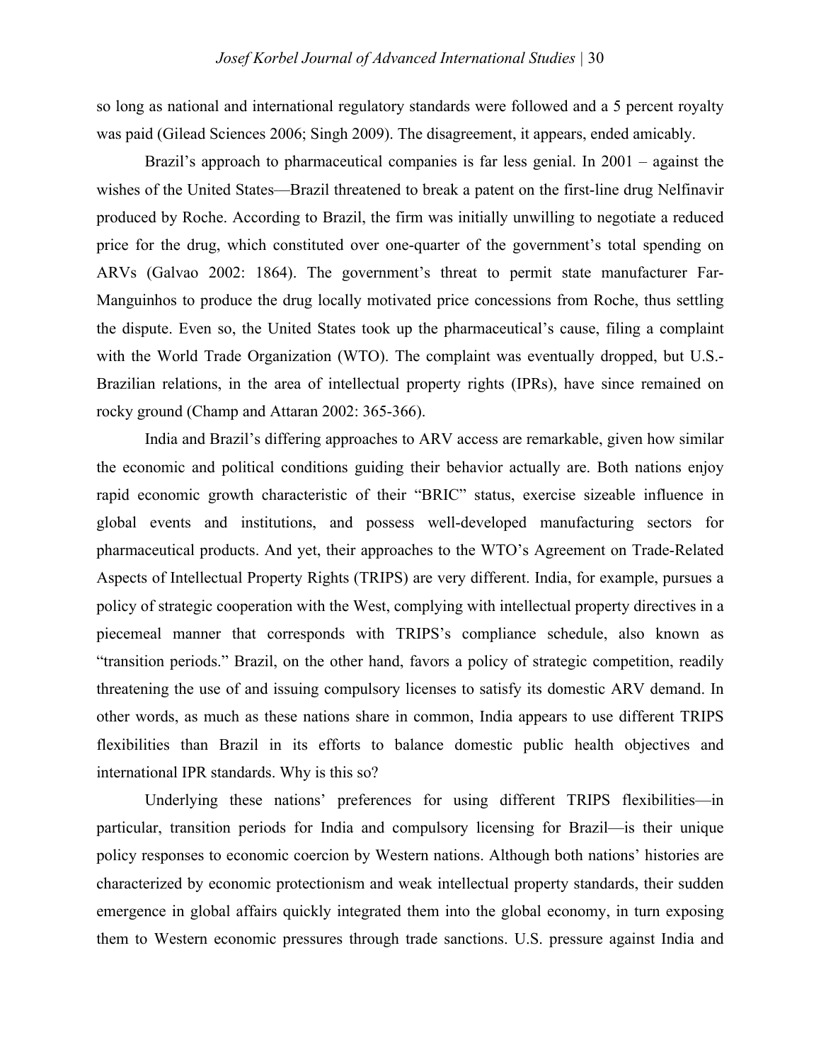so long as national and international regulatory standards were followed and a 5 percent royalty was paid (Gilead Sciences 2006; Singh 2009). The disagreement, it appears, ended amicably.

Brazil's approach to pharmaceutical companies is far less genial. In 2001 – against the wishes of the United States—Brazil threatened to break a patent on the first-line drug Nelfinavir produced by Roche. According to Brazil, the firm was initially unwilling to negotiate a reduced price for the drug, which constituted over one-quarter of the government's total spending on ARVs (Galvao 2002: 1864). The government's threat to permit state manufacturer Far-Manguinhos to produce the drug locally motivated price concessions from Roche, thus settling the dispute. Even so, the United States took up the pharmaceutical's cause, filing a complaint with the World Trade Organization (WTO). The complaint was eventually dropped, but U.S.-Brazilian relations, in the area of intellectual property rights (IPRs), have since remained on rocky ground (Champ and Attaran 2002: 365-366).

India and Brazil's differing approaches to ARV access are remarkable, given how similar the economic and political conditions guiding their behavior actually are. Both nations enjoy rapid economic growth characteristic of their "BRIC" status, exercise sizeable influence in global events and institutions, and possess well-developed manufacturing sectors for pharmaceutical products. And yet, their approaches to the WTO's Agreement on Trade-Related Aspects of Intellectual Property Rights (TRIPS) are very different. India, for example, pursues a policy of strategic cooperation with the West, complying with intellectual property directives in a piecemeal manner that corresponds with TRIPS's compliance schedule, also known as "transition periods." Brazil, on the other hand, favors a policy of strategic competition, readily threatening the use of and issuing compulsory licenses to satisfy its domestic ARV demand. In other words, as much as these nations share in common, India appears to use different TRIPS flexibilities than Brazil in its efforts to balance domestic public health objectives and international IPR standards. Why is this so?

Underlying these nations' preferences for using different TRIPS flexibilities—in particular, transition periods for India and compulsory licensing for Brazil—is their unique policy responses to economic coercion by Western nations. Although both nations' histories are characterized by economic protectionism and weak intellectual property standards, their sudden emergence in global affairs quickly integrated them into the global economy, in turn exposing them to Western economic pressures through trade sanctions. U.S. pressure against India and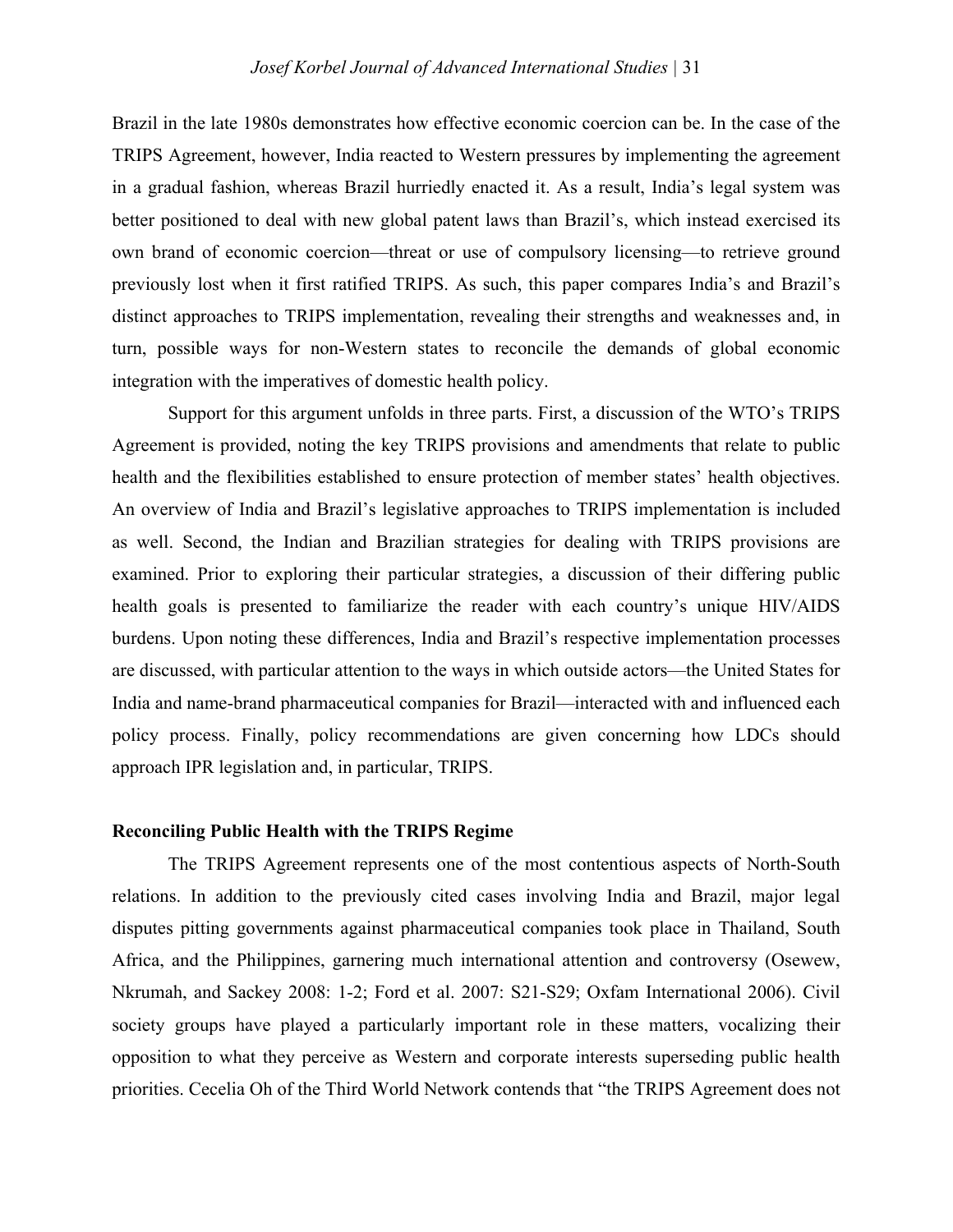Brazil in the late 1980s demonstrates how effective economic coercion can be. In the case of the TRIPS Agreement, however, India reacted to Western pressures by implementing the agreement in a gradual fashion, whereas Brazil hurriedly enacted it. As a result, India's legal system was better positioned to deal with new global patent laws than Brazil's, which instead exercised its own brand of economic coercion—threat or use of compulsory licensing—to retrieve ground previously lost when it first ratified TRIPS. As such, this paper compares India's and Brazil's distinct approaches to TRIPS implementation, revealing their strengths and weaknesses and, in turn, possible ways for non-Western states to reconcile the demands of global economic integration with the imperatives of domestic health policy.

Support for this argument unfolds in three parts. First, a discussion of the WTO's TRIPS Agreement is provided, noting the key TRIPS provisions and amendments that relate to public health and the flexibilities established to ensure protection of member states' health objectives. An overview of India and Brazil's legislative approaches to TRIPS implementation is included as well. Second, the Indian and Brazilian strategies for dealing with TRIPS provisions are examined. Prior to exploring their particular strategies, a discussion of their differing public health goals is presented to familiarize the reader with each country's unique HIV/AIDS burdens. Upon noting these differences, India and Brazil's respective implementation processes are discussed, with particular attention to the ways in which outside actors—the United States for India and name-brand pharmaceutical companies for Brazil—interacted with and influenced each policy process. Finally, policy recommendations are given concerning how LDCs should approach IPR legislation and, in particular, TRIPS.

## Reconciling Public Health with the TRIPS Regime

The TRIPS Agreement represents one of the most contentious aspects of North-South relations. In addition to the previously cited cases involving India and Brazil, major legal disputes pitting governments against pharmaceutical companies took place in Thailand, South Africa, and the Philippines, garnering much international attention and controversy (Osewew, Nkrumah, and Sackey 2008: 1-2; Ford et al. 2007: S21-S29; Oxfam International 2006). Civil society groups have played a particularly important role in these matters, vocalizing their opposition to what they perceive as Western and corporate interests superseding public health priorities. Cecelia Oh of the Third World Network contends that "the TRIPS Agreement does not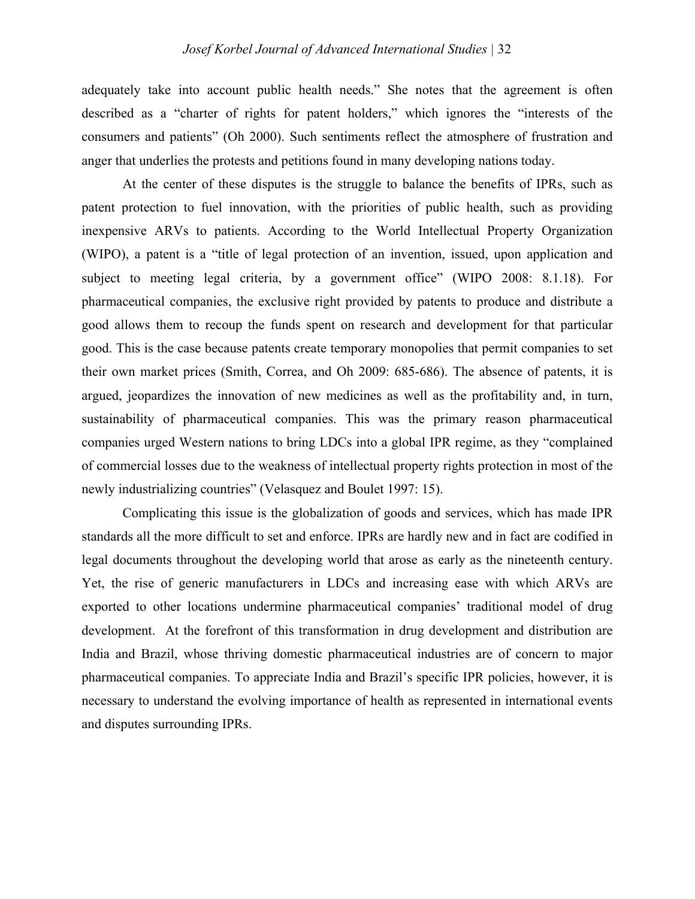adequately take into account public health needs." She notes that the agreement is often described as a "charter of rights for patent holders," which ignores the "interests of the consumers and patients" (Oh 2000). Such sentiments reflect the atmosphere of frustration and anger that underlies the protests and petitions found in many developing nations today.

At the center of these disputes is the struggle to balance the benefits of IPRs, such as patent protection to fuel innovation, with the priorities of public health, such as providing inexpensive ARVs to patients. According to the World Intellectual Property Organization (WIPO), a patent is a "title of legal protection of an invention, issued, upon application and subject to meeting legal criteria, by a government office" (WIPO 2008: 8.1.18). For pharmaceutical companies, the exclusive right provided by patents to produce and distribute a good allows them to recoup the funds spent on research and development for that particular good. This is the case because patents create temporary monopolies that permit companies to set their own market prices (Smith, Correa, and Oh 2009: 685-686). The absence of patents, it is argued, jeopardizes the innovation of new medicines as well as the profitability and, in turn, sustainability of pharmaceutical companies. This was the primary reason pharmaceutical companies urged Western nations to bring LDCs into a global IPR regime, as they "complained of commercial losses due to the weakness of intellectual property rights protection in most of the newly industrializing countries" (Velasquez and Boulet 1997: 15).

Complicating this issue is the globalization of goods and services, which has made IPR standards all the more difficult to set and enforce. IPRs are hardly new and in fact are codified in legal documents throughout the developing world that arose as early as the nineteenth century. Yet, the rise of generic manufacturers in LDCs and increasing ease with which ARVs are exported to other locations undermine pharmaceutical companies' traditional model of drug development. At the forefront of this transformation in drug development and distribution are India and Brazil, whose thriving domestic pharmaceutical industries are of concern to major pharmaceutical companies. To appreciate India and Brazil's specific IPR policies, however, it is necessary to understand the evolving importance of health as represented in international events and disputes surrounding IPRs.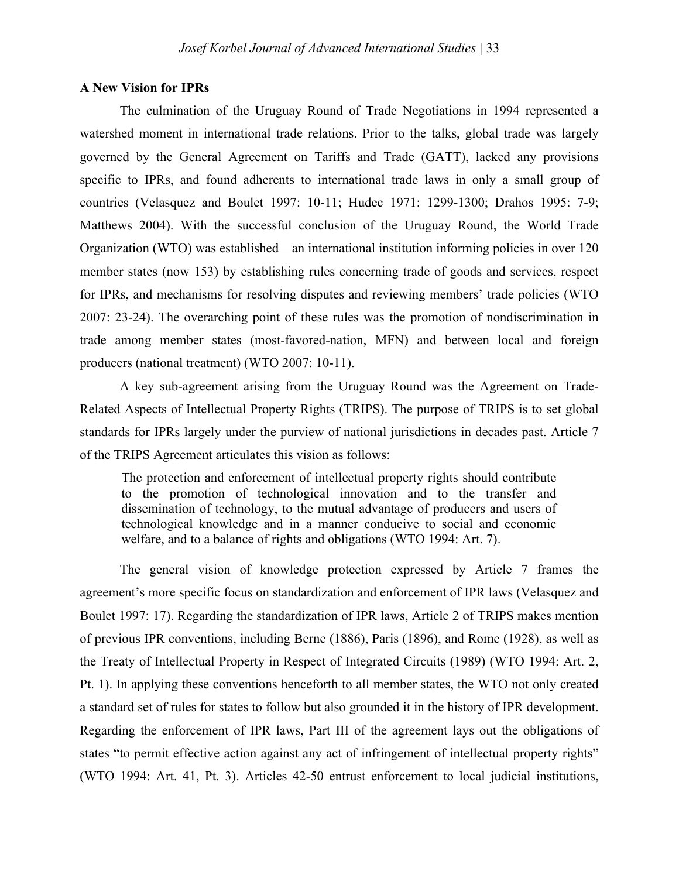### A New Vision for IPRs

The culmination of the Uruguay Round of Trade Negotiations in 1994 represented a watershed moment in international trade relations. Prior to the talks, global trade was largely governed by the General Agreement on Tariffs and Trade (GATT), lacked any provisions specific to IPRs, and found adherents to international trade laws in only a small group of countries (Velasquez and Boulet 1997: 10-11; Hudec 1971: 1299-1300; Drahos 1995: 7-9; Matthews 2004). With the successful conclusion of the Uruguay Round, the World Trade Organization (WTO) was established—an international institution informing policies in over 120 member states (now 153) by establishing rules concerning trade of goods and services, respect for IPRs, and mechanisms for resolving disputes and reviewing members' trade policies (WTO 2007: 23-24). The overarching point of these rules was the promotion of nondiscrimination in trade among member states (most-favored-nation, MFN) and between local and foreign producers (national treatment) (WTO 2007: 10-11).

A key sub-agreement arising from the Uruguay Round was the Agreement on Trade-Related Aspects of Intellectual Property Rights (TRIPS). The purpose of TRIPS is to set global standards for IPRs largely under the purview of national jurisdictions in decades past. Article 7 of the TRIPS Agreement articulates this vision as follows:

> The protection and enforcement of intellectual property rights should contribute to the promotion of technological innovation and to the transfer and dissemination of technology, to the mutual advantage of producers and users of technological knowledge and in a manner conducive to social and economic welfare, and to a balance of rights and obligations (WTO 1994: Art. 7).

The general vision of knowledge protection expressed by Article 7 frames the agreement's more specific focus on standardization and enforcement of IPR laws (Velasquez and Boulet 1997: 17). Regarding the standardization of IPR laws, Article 2 of TRIPS makes mention of previous IPR conventions, including Berne (1886), Paris (1896), and Rome (1928), as well as the Treaty of Intellectual Property in Respect of Integrated Circuits (1989) (WTO 1994: Art. 2, Pt. 1). In applying these conventions henceforth to all member states, the WTO not only created a standard set of rules for states to follow but also grounded it in the history of IPR development. Regarding the enforcement of IPR laws, Part III of the agreement lays out the obligations of states "to permit effective action against any act of infringement of intellectual property rights" (WTO 1994: Art. 41, Pt. 3). Articles 42-50 entrust enforcement to local judicial institutions,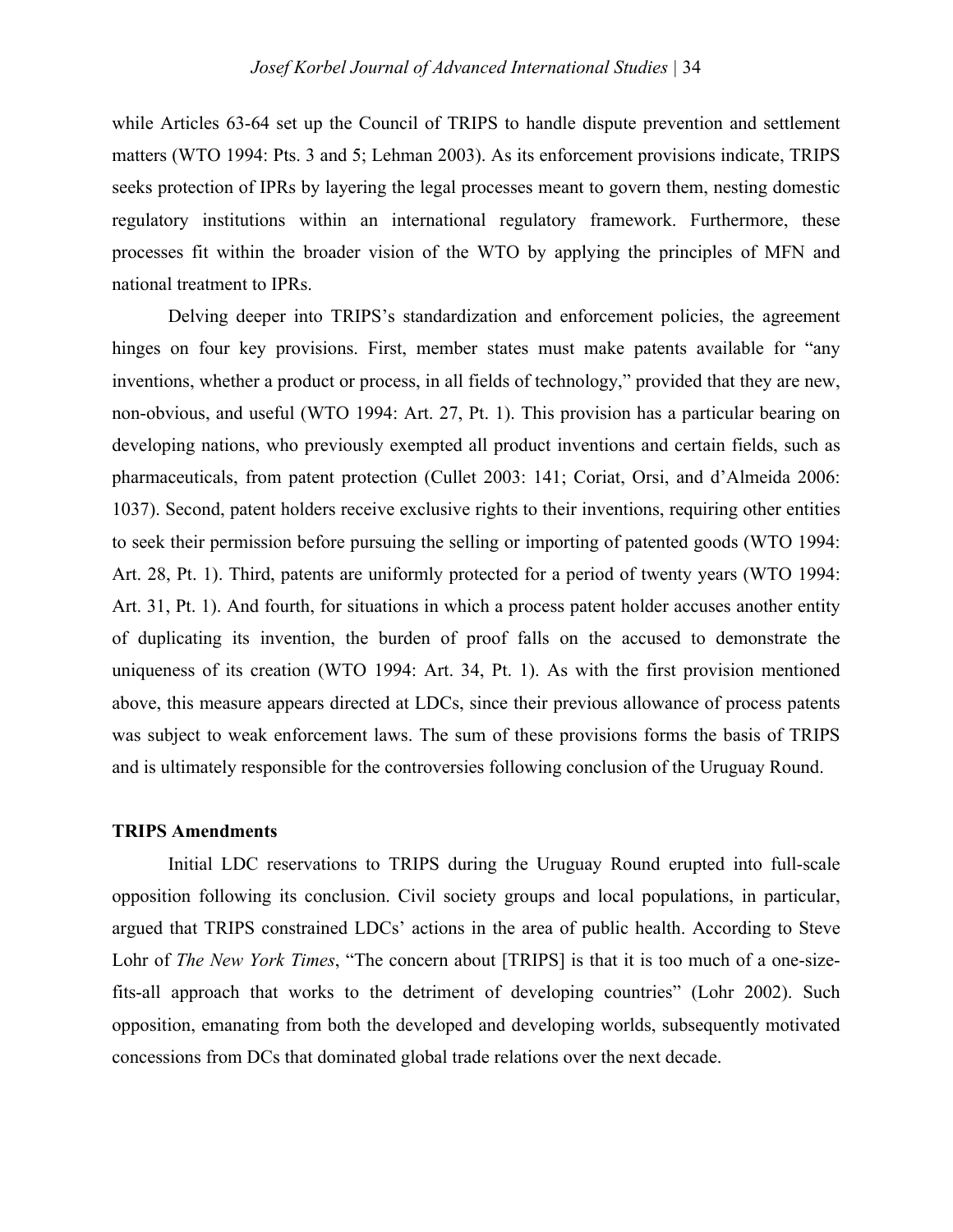while Articles 63-64 set up the Council of TRIPS to handle dispute prevention and settlement matters (WTO 1994: Pts. 3 and 5; Lehman 2003). As its enforcement provisions indicate, TRIPS seeks protection of IPRs by layering the legal processes meant to govern them, nesting domestic regulatory institutions within an international regulatory framework. Furthermore, these processes fit within the broader vision of the WTO by applying the principles of MFN and national treatment to IPRs.

Delving deeper into TRIPS's standardization and enforcement policies, the agreement hinges on four key provisions. First, member states must make patents available for "any inventions, whether a product or process, in all fields of technology," provided that they are new, non-obvious, and useful (WTO 1994: Art. 27, Pt. 1). This provision has a particular bearing on developing nations, who previously exempted all product inventions and certain fields, such as pharmaceuticals, from patent protection (Cullet 2003: 141; Coriat, Orsi, and d'Almeida 2006: 1037). Second, patent holders receive exclusive rights to their inventions, requiring other entities to seek their permission before pursuing the selling or importing of patented goods (WTO 1994: Art. 28, Pt. 1). Third, patents are uniformly protected for a period of twenty years (WTO 1994: Art. 31, Pt. 1). And fourth, for situations in which a process patent holder accuses another entity of duplicating its invention, the burden of proof falls on the accused to demonstrate the uniqueness of its creation (WTO 1994: Art. 34, Pt. 1). As with the first provision mentioned above, this measure appears directed at LDCs, since their previous allowance of process patents was subject to weak enforcement laws. The sum of these provisions forms the basis of TRIPS and is ultimately responsible for the controversies following conclusion of the Uruguay Round.

**TRIPS Amendments**

Initial LDC reservations to TRIPS during the Uruguay Round erupted into full-scale opposition following its conclusion. Civil society groups and local populations, in particular, argued that TRIPS constrained LDCs' actions in the area of public health. According to Steve Lohr of *The New York Times*, "The concern about [TRIPS] is that it is too much of a one-size-fits-all approach that works to the detriment of developing countries" (Lohr 2002). Such opposition, emanating from both the developed and developing worlds, subsequently motivated concessions from DCs that dominated global trade relations over the next decade.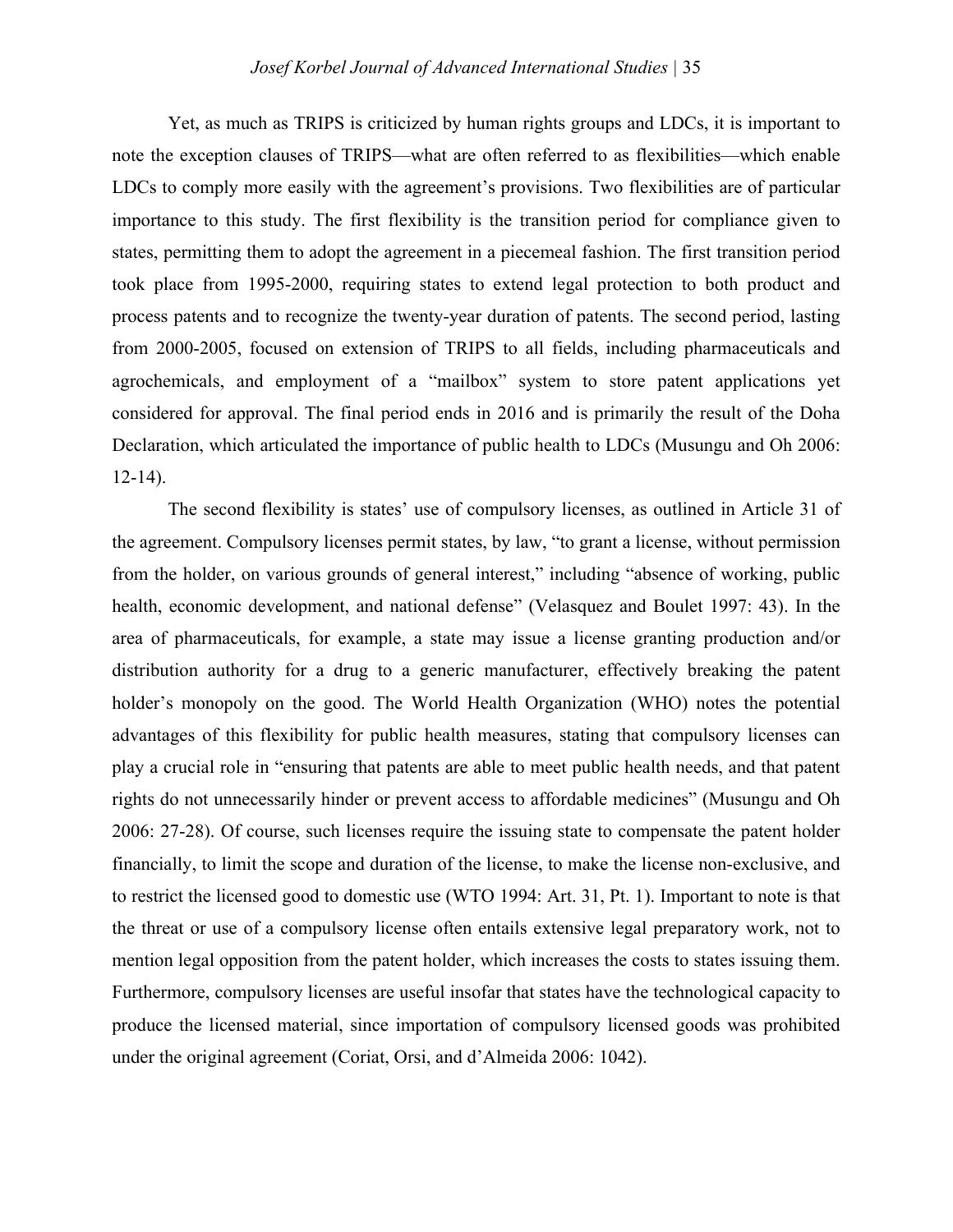Yet, as much as TRIPS is criticized by human rights groups and LDCs, it is important to note the exception clauses of TRIPS—what are often referred to as flexibilities—which enable LDCs to comply more easily with the agreement's provisions. Two flexibilities are of particular importance to this study. The first flexibility is the transition period for compliance given to states, permitting them to adopt the agreement in a piecemeal fashion. The first transition period took place from 1995-2000, requiring states to extend legal protection to both product and process patents and to recognize the twenty-year duration of patents. The second period, lasting from 2000-2005, focused on extension of TRIPS to all fields, including pharmaceuticals and agrochemicals, and employment of a "mailbox" system to store patent applications yet considered for approval. The final period ends in 2016 and is primarily the result of the Doha Declaration, which articulated the importance of public health to LDCs (Musungu and Oh 2006: 12-14).

The second flexibility is states' use of compulsory licenses, as outlined in Article 31 of the agreement. Compulsory licenses permit states, by law, "to grant a license, without permission from the holder, on various grounds of general interest," including "absence of working, public health, economic development, and national defense" (Velasquez and Boulet 1997: 43). In the area of pharmaceuticals, for example, a state may issue a license granting production and/or distribution authority for a drug to a generic manufacturer, effectively breaking the patent holder's monopoly on the good. The World Health Organization (WHO) notes the potential advantages of this flexibility for public health measures, stating that compulsory licenses can play a crucial role in "ensuring that patents are able to meet public health needs, and that patent rights do not unnecessarily hinder or prevent access to affordable medicines" (Musungu and Oh 2006: 27-28). Of course, such licenses require the issuing state to compensate the patent holder financially, to limit the scope and duration of the license, to make the license non-exclusive, and to restrict the licensed good to domestic use (WTO 1994: Art. 31, Pt. 1). Important to note is that the threat or use of a compulsory license often entails extensive legal preparatory work, not to mention legal opposition from the patent holder, which increases the costs to states issuing them. Furthermore, compulsory licenses are useful insofar that states have the technological capacity to produce the licensed material, since importation of compulsory licensed goods was prohibited under the original agreement (Coriat, Orsi, and d'Almeida 2006: 1042).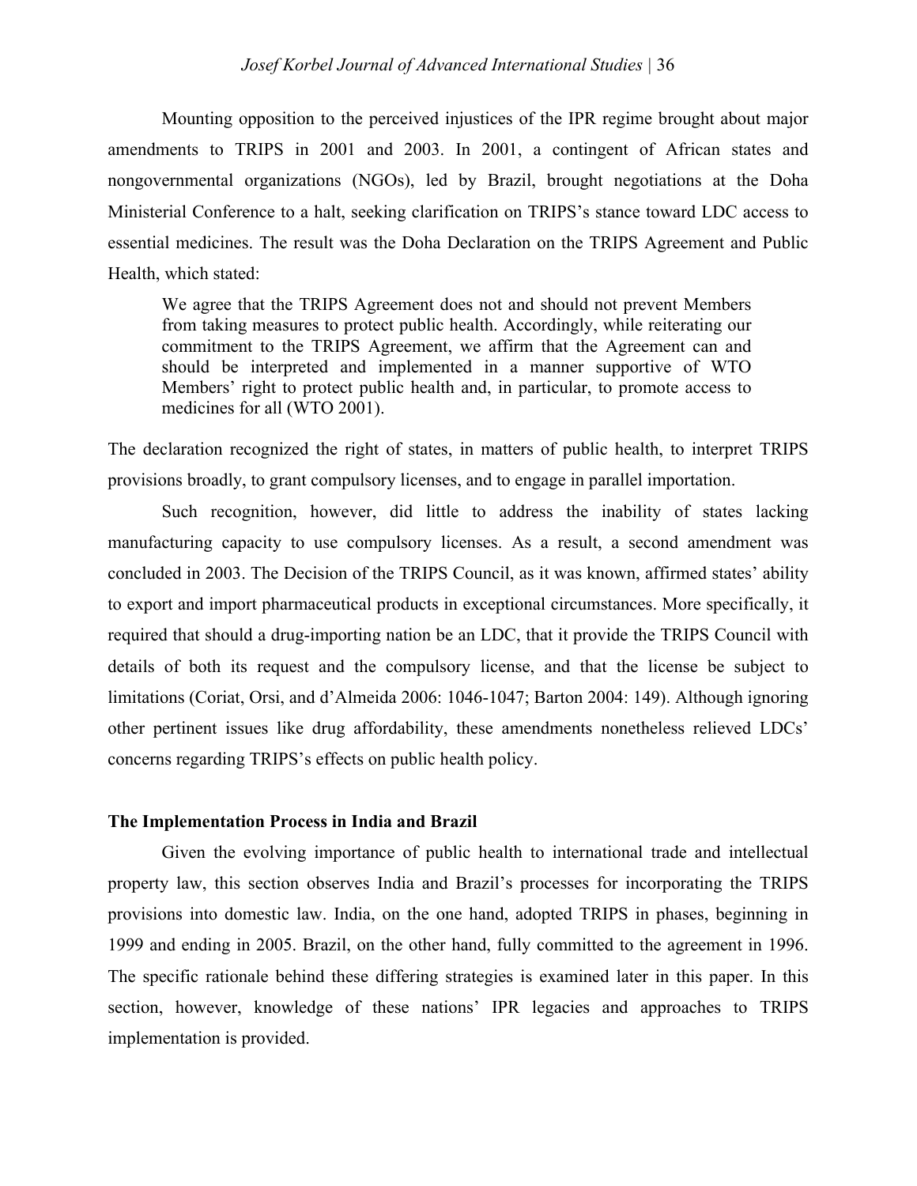Mounting opposition to the perceived injustices of the IPR regime brought about major amendments to TRIPS in 2001 and 2003. In 2001, a contingent of African states and nongovernmental organizations (NGOs), led by Brazil, brought negotiations at the Doha Ministerial Conference to a halt, seeking clarification on TRIPS's stance toward LDC access to essential medicines. The result was the Doha Declaration on the TRIPS Agreement and Public Health, which stated:

> We agree that the TRIPS Agreement does not and should not prevent Members from taking measures to protect public health. Accordingly, while reiterating our commitment to the TRIPS Agreement, we affirm that the Agreement can and should be interpreted and implemented in a manner supportive of WTO Members' right to protect public health and, in particular, to promote access to medicines for all (WTO 2001).

The declaration recognized the right of states, in matters of public health, to interpret TRIPS provisions broadly, to grant compulsory licenses, and to engage in parallel importation.

Such recognition, however, did little to address the inability of states lacking manufacturing capacity to use compulsory licenses. As a result, a second amendment was concluded in 2003. The Decision of the TRIPS Council, as it was known, affirmed states' ability to export and import pharmaceutical products in exceptional circumstances. More specifically, it required that should a drug-importing nation be an LDC, that it provide the TRIPS Council with details of both its request and the compulsory license, and that the license be subject to limitations (Coriat, Orsi, and d'Almeida 2006: 1046-1047; Barton 2004: 149). Although ignoring other pertinent issues like drug affordability, these amendments nonetheless relieved LDCs' concerns regarding TRIPS's effects on public health policy.

**The Implementation Process in India and Brazil**

Given the evolving importance of public health to international trade and intellectual property law, this section observes India and Brazil's processes for incorporating the TRIPS provisions into domestic law. India, on the one hand, adopted TRIPS in phases, beginning in 1999 and ending in 2005. Brazil, on the other hand, fully committed to the agreement in 1996. The specific rationale behind these differing strategies is examined later in this paper. In this section, however, knowledge of these nations' IPR legacies and approaches to TRIPS implementation is provided.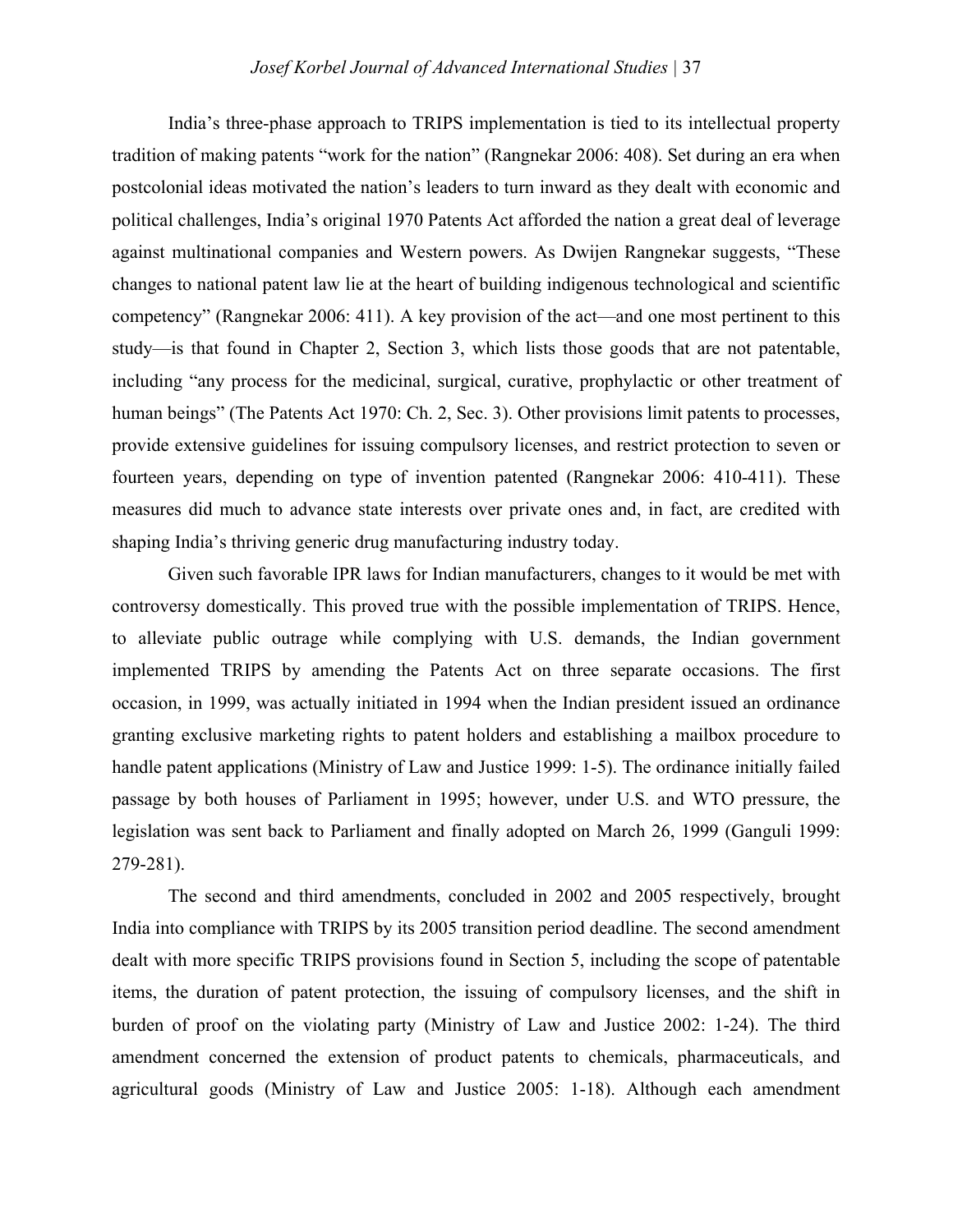India's three-phase approach to TRIPS implementation is tied to its intellectual property tradition of making patents "work for the nation" (Rangnekar 2006: 408). Set during an era when postcolonial ideas motivated the nation's leaders to turn inward as they dealt with economic and political challenges, India's original 1970 Patents Act afforded the nation a great deal of leverage against multinational companies and Western powers. As Dwijen Rangnekar suggests, "These changes to national patent law lie at the heart of building indigenous technological and scientific competency" (Rangnekar 2006: 411). A key provision of the act—and one most pertinent to this study—is that found in Chapter 2, Section 3, which lists those goods that are not patentable, including "any process for the medicinal, surgical, curative, prophylactic or other treatment of human beings" (The Patents Act 1970: Ch. 2, Sec. 3). Other provisions limit patents to processes, provide extensive guidelines for issuing compulsory licenses, and restrict protection to seven or fourteen years, depending on type of invention patented (Rangnekar 2006: 410-411). These measures did much to advance state interests over private ones and, in fact, are credited with shaping India's thriving generic drug manufacturing industry today.

Given such favorable IPR laws for Indian manufacturers, changes to it would be met with controversy domestically. This proved true with the possible implementation of TRIPS. Hence, to alleviate public outrage while complying with U.S. demands, the Indian government implemented TRIPS by amending the Patents Act on three separate occasions. The first occasion, in 1999, was actually initiated in 1994 when the Indian president issued an ordinance granting exclusive marketing rights to patent holders and establishing a mailbox procedure to handle patent applications (Ministry of Law and Justice 1999: 1-5). The ordinance initially failed passage by both houses of Parliament in 1995; however, under U.S. and WTO pressure, the legislation was sent back to Parliament and finally adopted on March 26, 1999 (Ganguli 1999: 279-281).

The second and third amendments, concluded in 2002 and 2005 respectively, brought India into compliance with TRIPS by its 2005 transition period deadline. The second amendment dealt with more specific TRIPS provisions found in Section 5, including the scope of patentable items, the duration of patent protection, the issuing of compulsory licenses, and the shift in burden of proof on the violating party (Ministry of Law and Justice 2002: 1-24). The third amendment concerned the extension of product patents to chemicals, pharmaceuticals, and agricultural goods (Ministry of Law and Justice 2005: 1-18). Although each amendment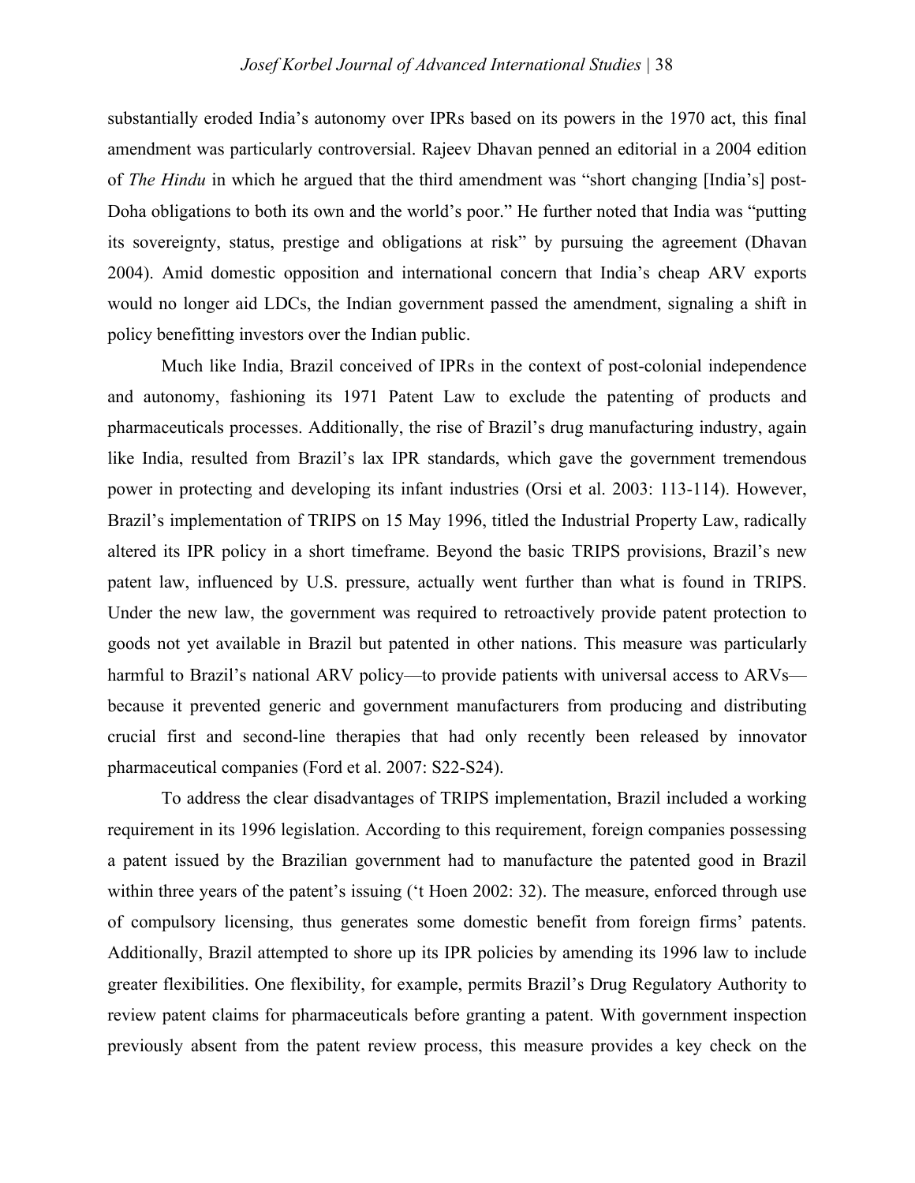substantially eroded India's autonomy over IPRs based on its powers in the 1970 act, this final amendment was particularly controversial. Rajeev Dhavan penned an editorial in a 2004 edition of *The Hindu* in which he argued that the third amendment was "short changing [India's] post-Doha obligations to both its own and the world's poor." He further noted that India was "putting its sovereignty, status, prestige and obligations at risk" by pursuing the agreement (Dhavan 2004). Amid domestic opposition and international concern that India's cheap ARV exports would no longer aid LDCs, the Indian government passed the amendment, signaling a shift in policy benefitting investors over the Indian public.

Much like India, Brazil conceived of IPRs in the context of post-colonial independence and autonomy, fashioning its 1971 Patent Law to exclude the patenting of products and pharmaceuticals processes. Additionally, the rise of Brazil's drug manufacturing industry, again like India, resulted from Brazil's lax IPR standards, which gave the government tremendous power in protecting and developing its infant industries (Orsi et al. 2003: 113-114). However, Brazil's implementation of TRIPS on 15 May 1996, titled the Industrial Property Law, radically altered its IPR policy in a short timeframe. Beyond the basic TRIPS provisions, Brazil's new patent law, influenced by U.S. pressure, actually went further than what is found in TRIPS. Under the new law, the government was required to retroactively provide patent protection to goods not yet available in Brazil but patented in other nations. This measure was particularly harmful to Brazil's national ARV policy—to provide patients with universal access to ARVs—because it prevented generic and government manufacturers from producing and distributing crucial first and second-line therapies that had only recently been released by innovator pharmaceutical companies (Ford et al. 2007: S22-S24).

To address the clear disadvantages of TRIPS implementation, Brazil included a working requirement in its 1996 legislation. According to this requirement, foreign companies possessing a patent issued by the Brazilian government had to manufacture the patented good in Brazil within three years of the patent's issuing ('t Hoen 2002: 32). The measure, enforced through use of compulsory licensing, thus generates some domestic benefit from foreign firms' patents. Additionally, Brazil attempted to shore up its IPR policies by amending its 1996 law to include greater flexibilities. One flexibility, for example, permits Brazil's Drug Regulatory Authority to review patent claims for pharmaceuticals before granting a patent. With government inspection previously absent from the patent review process, this measure provides a key check on the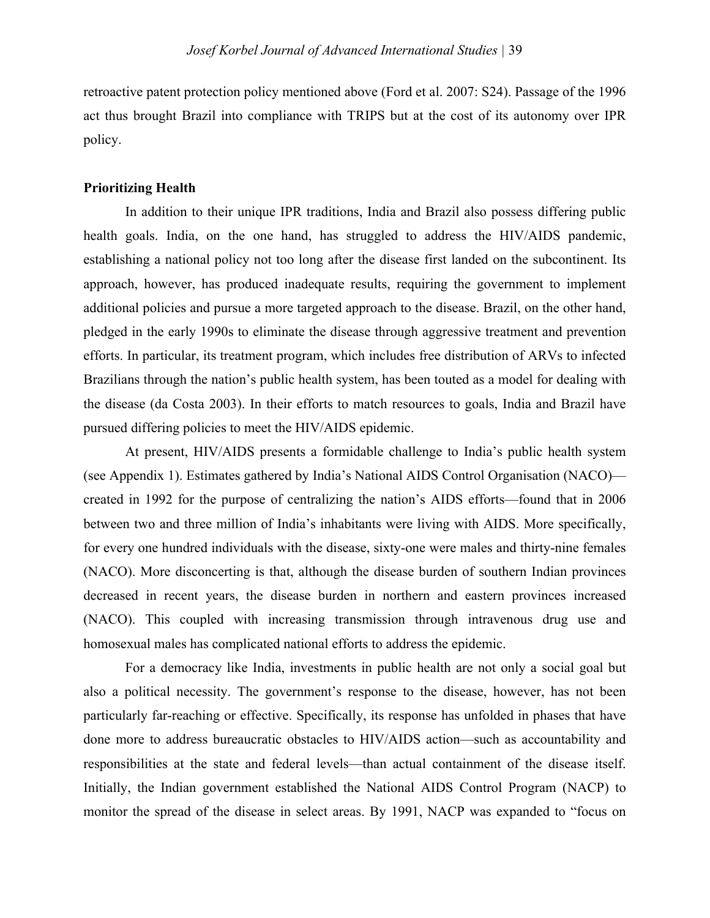retroactive patent protection policy mentioned above (Ford et al. 2007: S24). Passage of the 1996 act thus brought Brazil into compliance with TRIPS but at the cost of its autonomy over IPR policy.

**Prioritizing Health**

In addition to their unique IPR traditions, India and Brazil also possess differing public health goals. India, on the one hand, has struggled to address the HIV/AIDS pandemic, establishing a national policy not too long after the disease first landed on the subcontinent. Its approach, however, has produced inadequate results, requiring the government to implement additional policies and pursue a more targeted approach to the disease. Brazil, on the other hand, pledged in the early 1990s to eliminate the disease through aggressive treatment and prevention efforts. In particular, its treatment program, which includes free distribution of ARVs to infected Brazilians through the nation's public health system, has been touted as a model for dealing with the disease (da Costa 2003). In their efforts to match resources to goals, India and Brazil have pursued differing policies to meet the HIV/AIDS epidemic.

At present, HIV/AIDS presents a formidable challenge to India's public health system (see Appendix 1). Estimates gathered by India's National AIDS Control Organisation (NACO)—created in 1992 for the purpose of centralizing the nation's AIDS efforts—found that in 2006 between two and three million of India's inhabitants were living with AIDS. More specifically, for every one hundred individuals with the disease, sixty-one were males and thirty-nine females (NACO). More disconcerting is that, although the disease burden of southern Indian provinces decreased in recent years, the disease burden in northern and eastern provinces increased (NACO). This coupled with increasing transmission through intravenous drug use and homosexual males has complicated national efforts to address the epidemic.

For a democracy like India, investments in public health are not only a social goal but also a political necessity. The government's response to the disease, however, has not been particularly far-reaching or effective. Specifically, its response has unfolded in phases that have done more to address bureaucratic obstacles to HIV/AIDS action—such as accountability and responsibilities at the state and federal levels—than actual containment of the disease itself. Initially, the Indian government established the National AIDS Control Program (NACP) to monitor the spread of the disease in select areas. By 1991, NACP was expanded to "focus on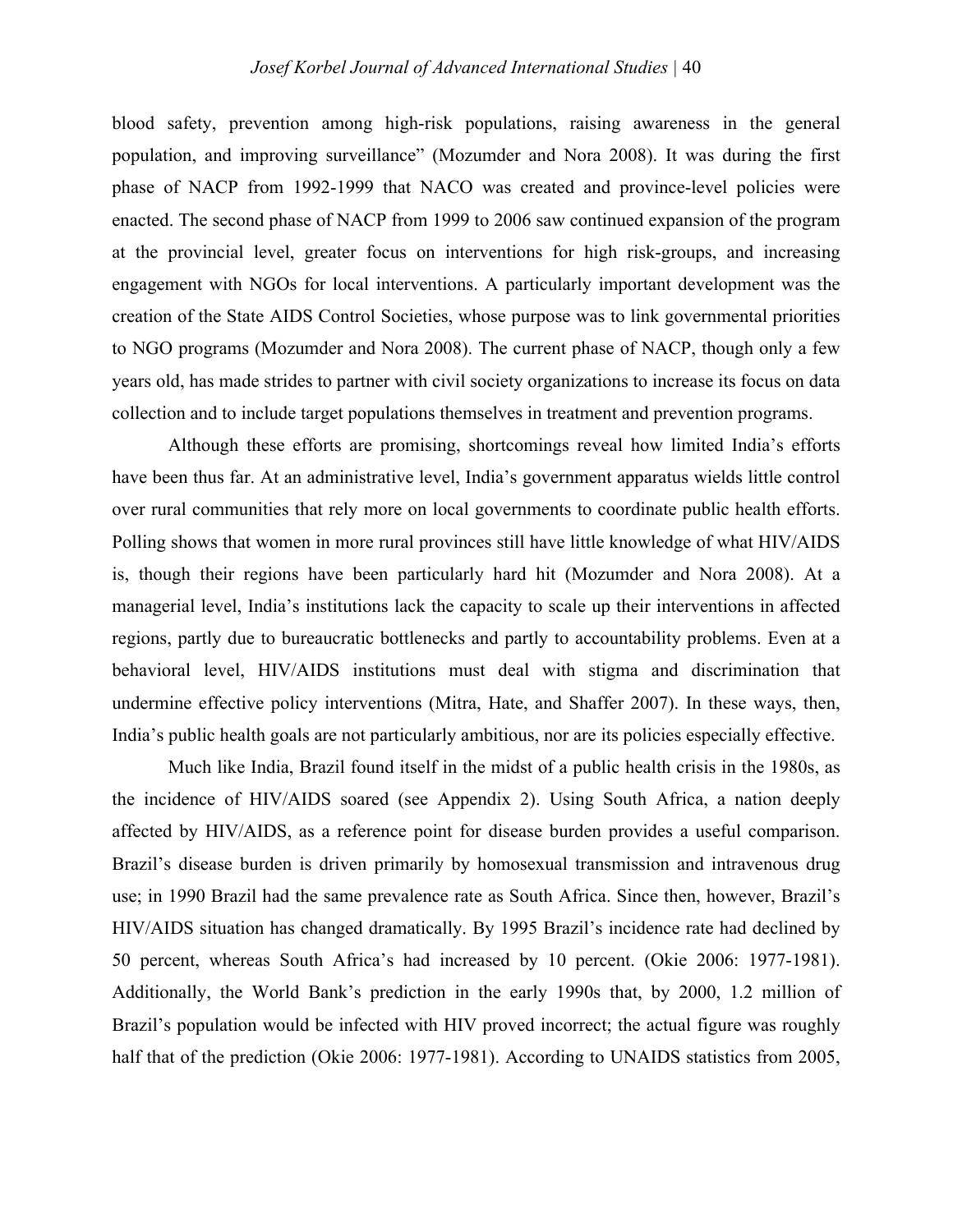blood safety, prevention among high-risk populations, raising awareness in the general population, and improving surveillance" (Mozumder and Nora 2008). It was during the first phase of NACP from 1992-1999 that NACO was created and province-level policies were enacted. The second phase of NACP from 1999 to 2006 saw continued expansion of the program at the provincial level, greater focus on interventions for high risk-groups, and increasing engagement with NGOs for local interventions. A particularly important development was the creation of the State AIDS Control Societies, whose purpose was to link governmental priorities to NGO programs (Mozumder and Nora 2008). The current phase of NACP, though only a few years old, has made strides to partner with civil society organizations to increase its focus on data collection and to include target populations themselves in treatment and prevention programs.

Although these efforts are promising, shortcomings reveal how limited India's efforts have been thus far. At an administrative level, India's government apparatus wields little control over rural communities that rely more on local governments to coordinate public health efforts. Polling shows that women in more rural provinces still have little knowledge of what HIV/AIDS is, though their regions have been particularly hard hit (Mozumder and Nora 2008). At a managerial level, India's institutions lack the capacity to scale up their interventions in affected regions, partly due to bureaucratic bottlenecks and partly to accountability problems. Even at a behavioral level, HIV/AIDS institutions must deal with stigma and discrimination that undermine effective policy interventions (Mitra, Hate, and Shaffer 2007). In these ways, then, India's public health goals are not particularly ambitious, nor are its policies especially effective.

Much like India, Brazil found itself in the midst of a public health crisis in the 1980s, as the incidence of HIV/AIDS soared (see Appendix 2). Using South Africa, a nation deeply affected by HIV/AIDS, as a reference point for disease burden provides a useful comparison. Brazil's disease burden is driven primarily by homosexual transmission and intravenous drug use; in 1990 Brazil had the same prevalence rate as South Africa. Since then, however, Brazil's HIV/AIDS situation has changed dramatically. By 1995 Brazil's incidence rate had declined by 50 percent, whereas South Africa's had increased by 10 percent. (Okie 2006: 1977-1981). Additionally, the World Bank's prediction in the early 1990s that, by 2000, 1.2 million of Brazil's population would be infected with HIV proved incorrect; the actual figure was roughly half that of the prediction (Okie 2006: 1977-1981). According to UNAIDS statistics from 2005,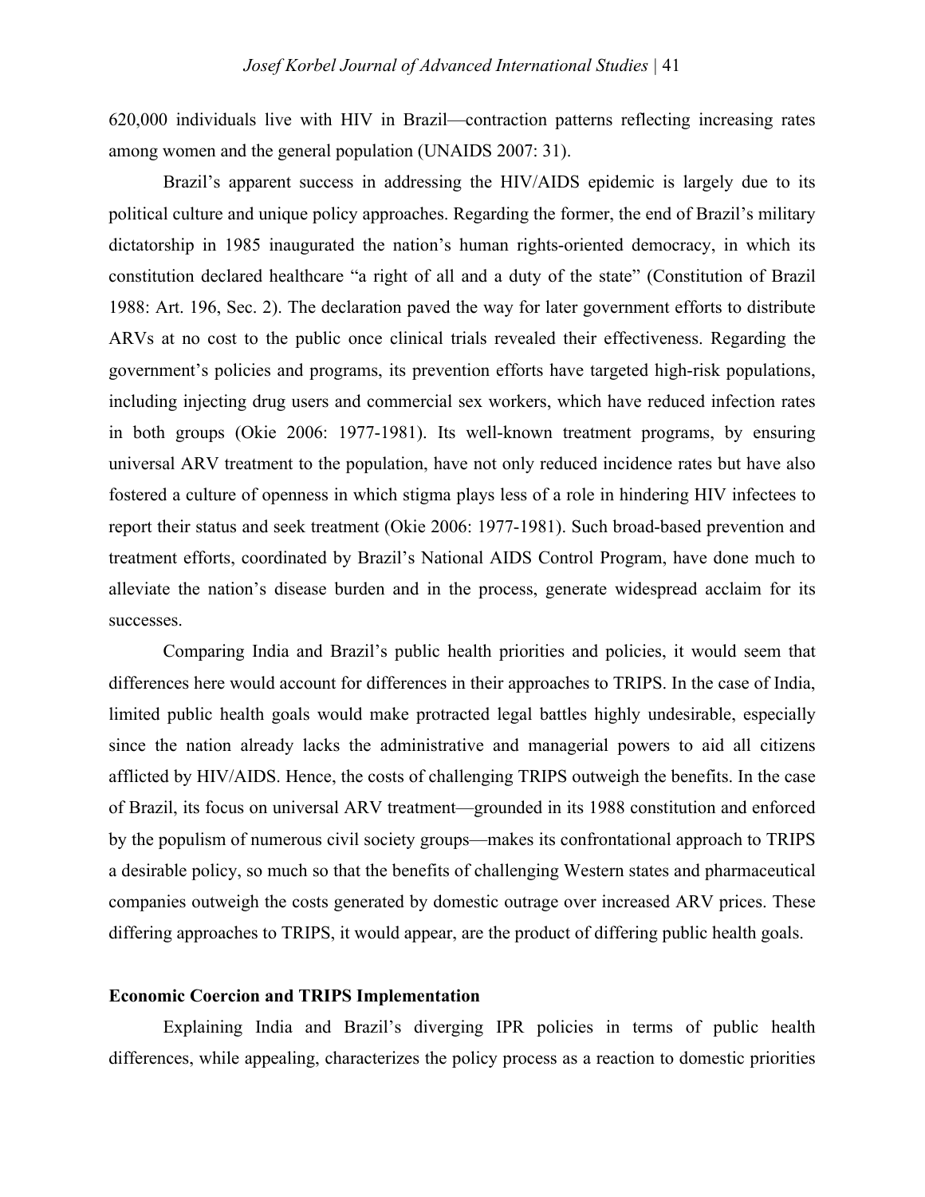620,000 individuals live with HIV in Brazil—contraction patterns reflecting increasing rates among women and the general population (UNAIDS 2007: 31).

Brazil's apparent success in addressing the HIV/AIDS epidemic is largely due to its political culture and unique policy approaches. Regarding the former, the end of Brazil's military dictatorship in 1985 inaugurated the nation's human rights-oriented democracy, in which its constitution declared healthcare "a right of all and a duty of the state" (Constitution of Brazil 1988: Art. 196, Sec. 2). The declaration paved the way for later government efforts to distribute ARVs at no cost to the public once clinical trials revealed their effectiveness. Regarding the government's policies and programs, its prevention efforts have targeted high-risk populations, including injecting drug users and commercial sex workers, which have reduced infection rates in both groups (Okie 2006: 1977-1981). Its well-known treatment programs, by ensuring universal ARV treatment to the population, have not only reduced incidence rates but have also fostered a culture of openness in which stigma plays less of a role in hindering HIV infectees to report their status and seek treatment (Okie 2006: 1977-1981). Such broad-based prevention and treatment efforts, coordinated by Brazil's National AIDS Control Program, have done much to alleviate the nation's disease burden and in the process, generate widespread acclaim for its successes.

Comparing India and Brazil's public health priorities and policies, it would seem that differences here would account for differences in their approaches to TRIPS. In the case of India, limited public health goals would make protracted legal battles highly undesirable, especially since the nation already lacks the administrative and managerial powers to aid all citizens afflicted by HIV/AIDS. Hence, the costs of challenging TRIPS outweigh the benefits. In the case of Brazil, its focus on universal ARV treatment—grounded in its 1988 constitution and enforced by the populism of numerous civil society groups—makes its confrontational approach to TRIPS a desirable policy, so much so that the benefits of challenging Western states and pharmaceutical companies outweigh the costs generated by domestic outrage over increased ARV prices. These differing approaches to TRIPS, it would appear, are the product of differing public health goals.

**Economic Coercion and TRIPS Implementation**

Explaining India and Brazil's diverging IPR policies in terms of public health differences, while appealing, characterizes the policy process as a reaction to domestic priorities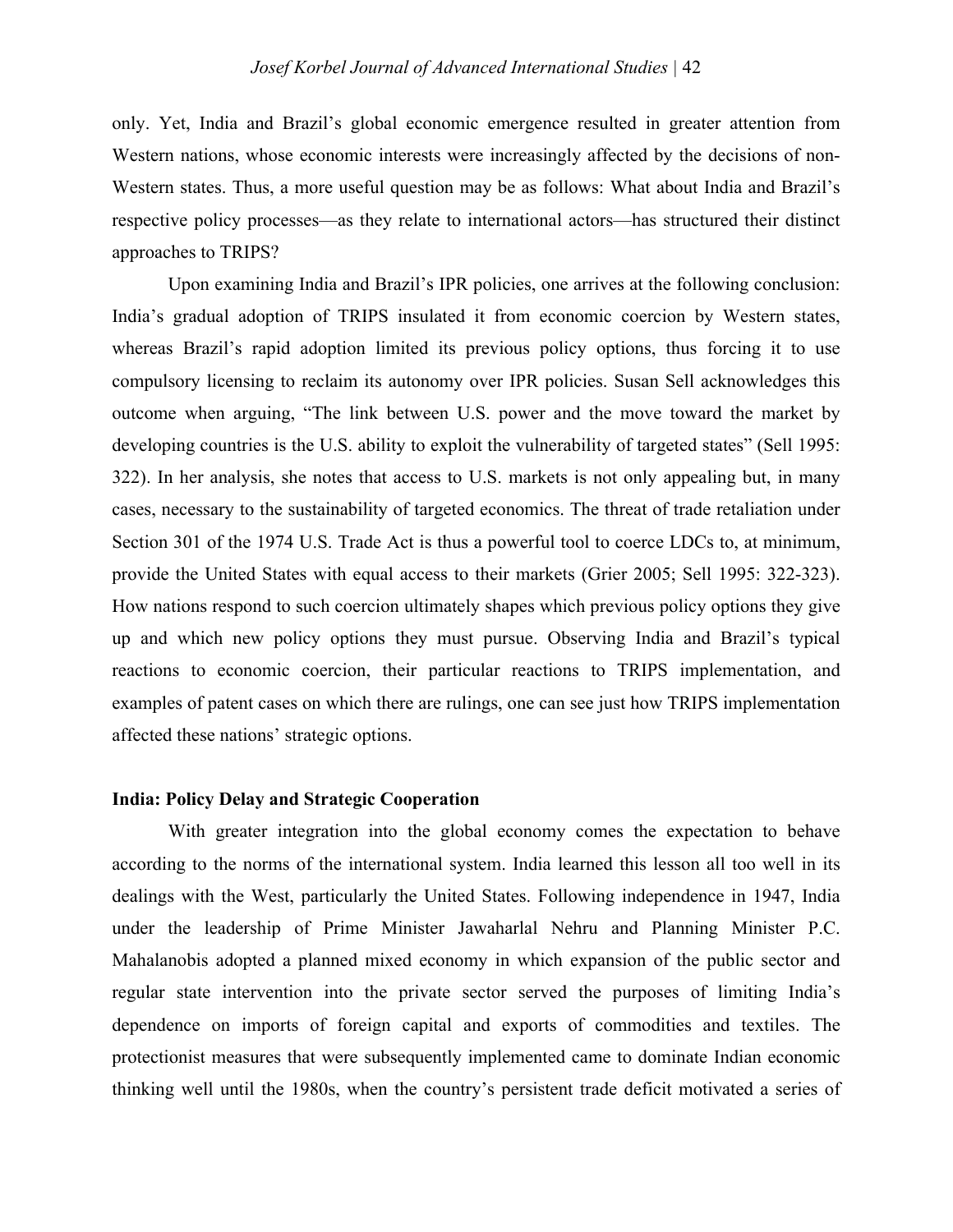only. Yet, India and Brazil's global economic emergence resulted in greater attention from Western nations, whose economic interests were increasingly affected by the decisions of non-Western states. Thus, a more useful question may be as follows: What about India and Brazil's respective policy processes—as they relate to international actors—has structured their distinct approaches to TRIPS?

Upon examining India and Brazil's IPR policies, one arrives at the following conclusion: India's gradual adoption of TRIPS insulated it from economic coercion by Western states, whereas Brazil's rapid adoption limited its previous policy options, thus forcing it to use compulsory licensing to reclaim its autonomy over IPR policies. Susan Sell acknowledges this outcome when arguing, "The link between U.S. power and the move toward the market by developing countries is the U.S. ability to exploit the vulnerability of targeted states" (Sell 1995: 322). In her analysis, she notes that access to U.S. markets is not only appealing but, in many cases, necessary to the sustainability of targeted economics. The threat of trade retaliation under Section 301 of the 1974 U.S. Trade Act is thus a powerful tool to coerce LDCs to, at minimum, provide the United States with equal access to their markets (Grier 2005; Sell 1995: 322-323). How nations respond to such coercion ultimately shapes which previous policy options they give up and which new policy options they must pursue. Observing India and Brazil's typical reactions to economic coercion, their particular reactions to TRIPS implementation, and examples of patent cases on which there are rulings, one can see just how TRIPS implementation affected these nations' strategic options.

### India: Policy Delay and Strategic Cooperation

With greater integration into the global economy comes the expectation to behave according to the norms of the international system. India learned this lesson all too well in its dealings with the West, particularly the United States. Following independence in 1947, India under the leadership of Prime Minister Jawaharlal Nehru and Planning Minister P.C. Mahalanobis adopted a planned mixed economy in which expansion of the public sector and regular state intervention into the private sector served the purposes of limiting India's dependence on imports of foreign capital and exports of commodities and textiles. The protectionist measures that were subsequently implemented came to dominate Indian economic thinking well until the 1980s, when the country's persistent trade deficit motivated a series of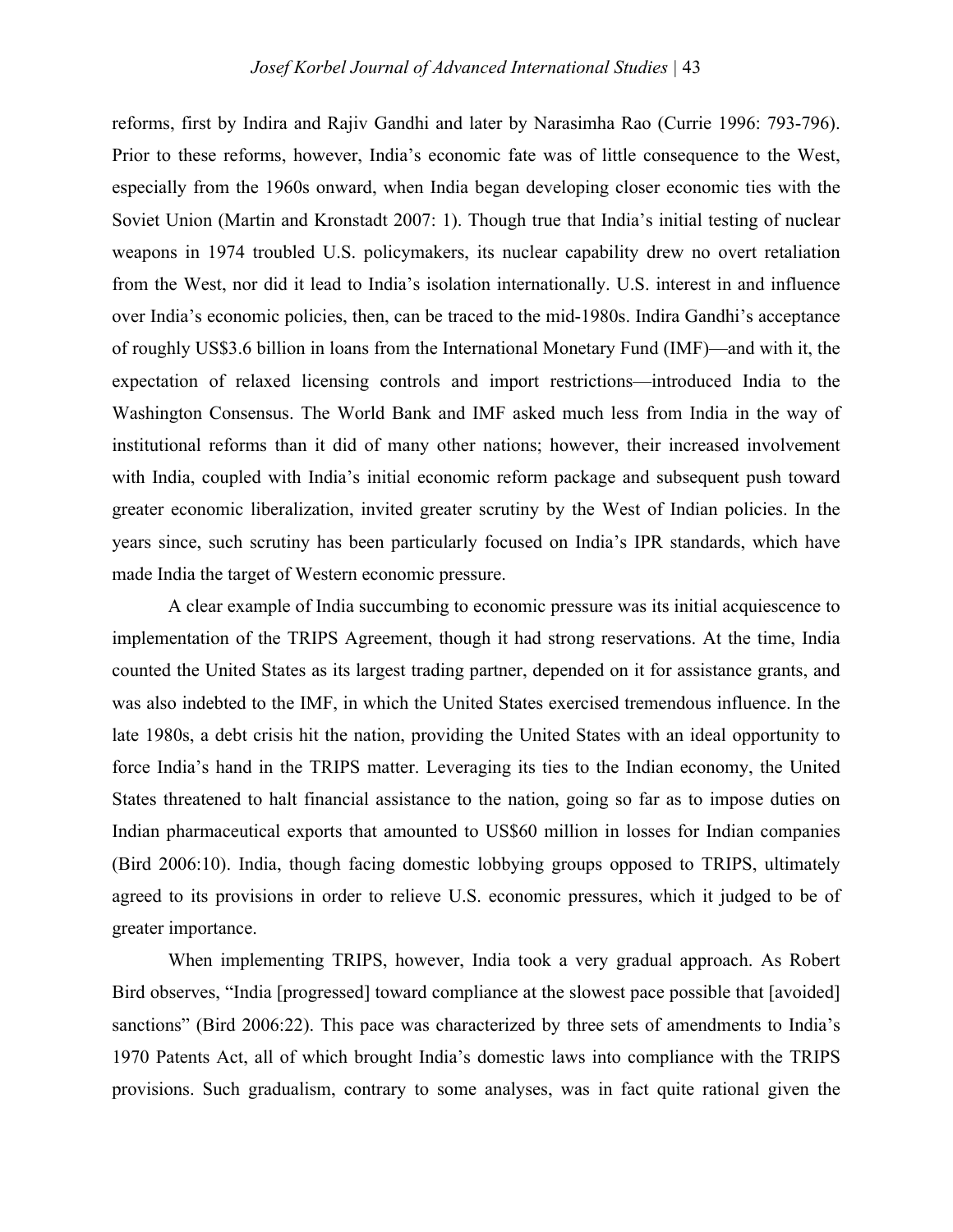reforms, first by Indira and Rajiv Gandhi and later by Narasimha Rao (Currie 1996: 793-796). Prior to these reforms, however, India's economic fate was of little consequence to the West, especially from the 1960s onward, when India began developing closer economic ties with the Soviet Union (Martin and Kronstadt 2007: 1). Though true that India's initial testing of nuclear weapons in 1974 troubled U.S. policymakers, its nuclear capability drew no overt retaliation from the West, nor did it lead to India's isolation internationally. U.S. interest in and influence over India's economic policies, then, can be traced to the mid-1980s. Indira Gandhi's acceptance of roughly US$3.6 billion in loans from the International Monetary Fund (IMF)—and with it, the expectation of relaxed licensing controls and import restrictions—introduced India to the Washington Consensus. The World Bank and IMF asked much less from India in the way of institutional reforms than it did of many other nations; however, their increased involvement with India, coupled with India's initial economic reform package and subsequent push toward greater economic liberalization, invited greater scrutiny by the West of Indian policies. In the years since, such scrutiny has been particularly focused on India's IPR standards, which have made India the target of Western economic pressure.

A clear example of India succumbing to economic pressure was its initial acquiescence to implementation of the TRIPS Agreement, though it had strong reservations. At the time, India counted the United States as its largest trading partner, depended on it for assistance grants, and was also indebted to the IMF, in which the United States exercised tremendous influence. In the late 1980s, a debt crisis hit the nation, providing the United States with an ideal opportunity to force India's hand in the TRIPS matter. Leveraging its ties to the Indian economy, the United States threatened to halt financial assistance to the nation, going so far as to impose duties on Indian pharmaceutical exports that amounted to US$60 million in losses for Indian companies (Bird 2006:10). India, though facing domestic lobbying groups opposed to TRIPS, ultimately agreed to its provisions in order to relieve U.S. economic pressures, which it judged to be of greater importance.

When implementing TRIPS, however, India took a very gradual approach. As Robert Bird observes, "India [progressed] toward compliance at the slowest pace possible that [avoided] sanctions" (Bird 2006:22). This pace was characterized by three sets of amendments to India's 1970 Patents Act, all of which brought India's domestic laws into compliance with the TRIPS provisions. Such gradualism, contrary to some analyses, was in fact quite rational given the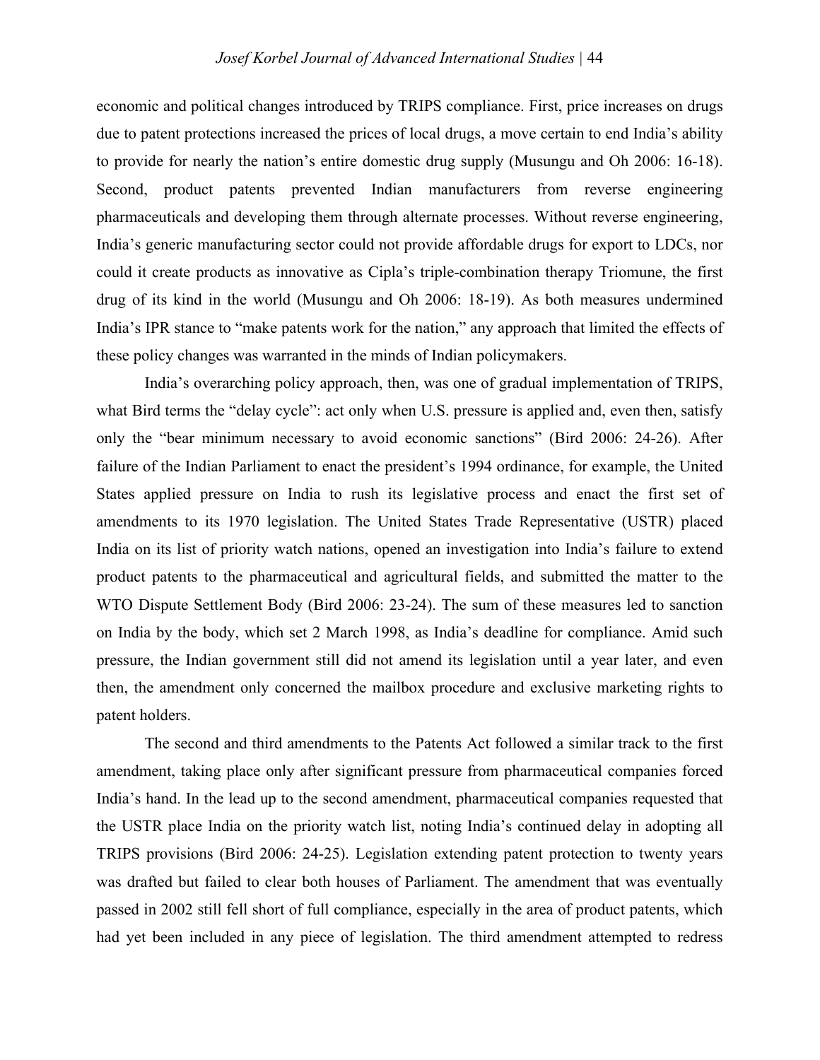economic and political changes introduced by TRIPS compliance. First, price increases on drugs due to patent protections increased the prices of local drugs, a move certain to end India's ability to provide for nearly the nation's entire domestic drug supply (Musungu and Oh 2006: 16-18). Second, product patents prevented Indian manufacturers from reverse engineering pharmaceuticals and developing them through alternate processes. Without reverse engineering, India's generic manufacturing sector could not provide affordable drugs for export to LDCs, nor could it create products as innovative as Cipla's triple-combination therapy Triomune, the first drug of its kind in the world (Musungu and Oh 2006: 18-19). As both measures undermined India's IPR stance to "make patents work for the nation," any approach that limited the effects of these policy changes was warranted in the minds of Indian policymakers.

India's overarching policy approach, then, was one of gradual implementation of TRIPS, what Bird terms the "delay cycle": act only when U.S. pressure is applied and, even then, satisfy only the "bear minimum necessary to avoid economic sanctions" (Bird 2006: 24-26). After failure of the Indian Parliament to enact the president's 1994 ordinance, for example, the United States applied pressure on India to rush its legislative process and enact the first set of amendments to its 1970 legislation. The United States Trade Representative (USTR) placed India on its list of priority watch nations, opened an investigation into India's failure to extend product patents to the pharmaceutical and agricultural fields, and submitted the matter to the WTO Dispute Settlement Body (Bird 2006: 23-24). The sum of these measures led to sanction on India by the body, which set 2 March 1998, as India's deadline for compliance. Amid such pressure, the Indian government still did not amend its legislation until a year later, and even then, the amendment only concerned the mailbox procedure and exclusive marketing rights to patent holders.

The second and third amendments to the Patents Act followed a similar track to the first amendment, taking place only after significant pressure from pharmaceutical companies forced India's hand. In the lead up to the second amendment, pharmaceutical companies requested that the USTR place India on the priority watch list, noting India's continued delay in adopting all TRIPS provisions (Bird 2006: 24-25). Legislation extending patent protection to twenty years was drafted but failed to clear both houses of Parliament. The amendment that was eventually passed in 2002 still fell short of full compliance, especially in the area of product patents, which had yet been included in any piece of legislation. The third amendment attempted to redress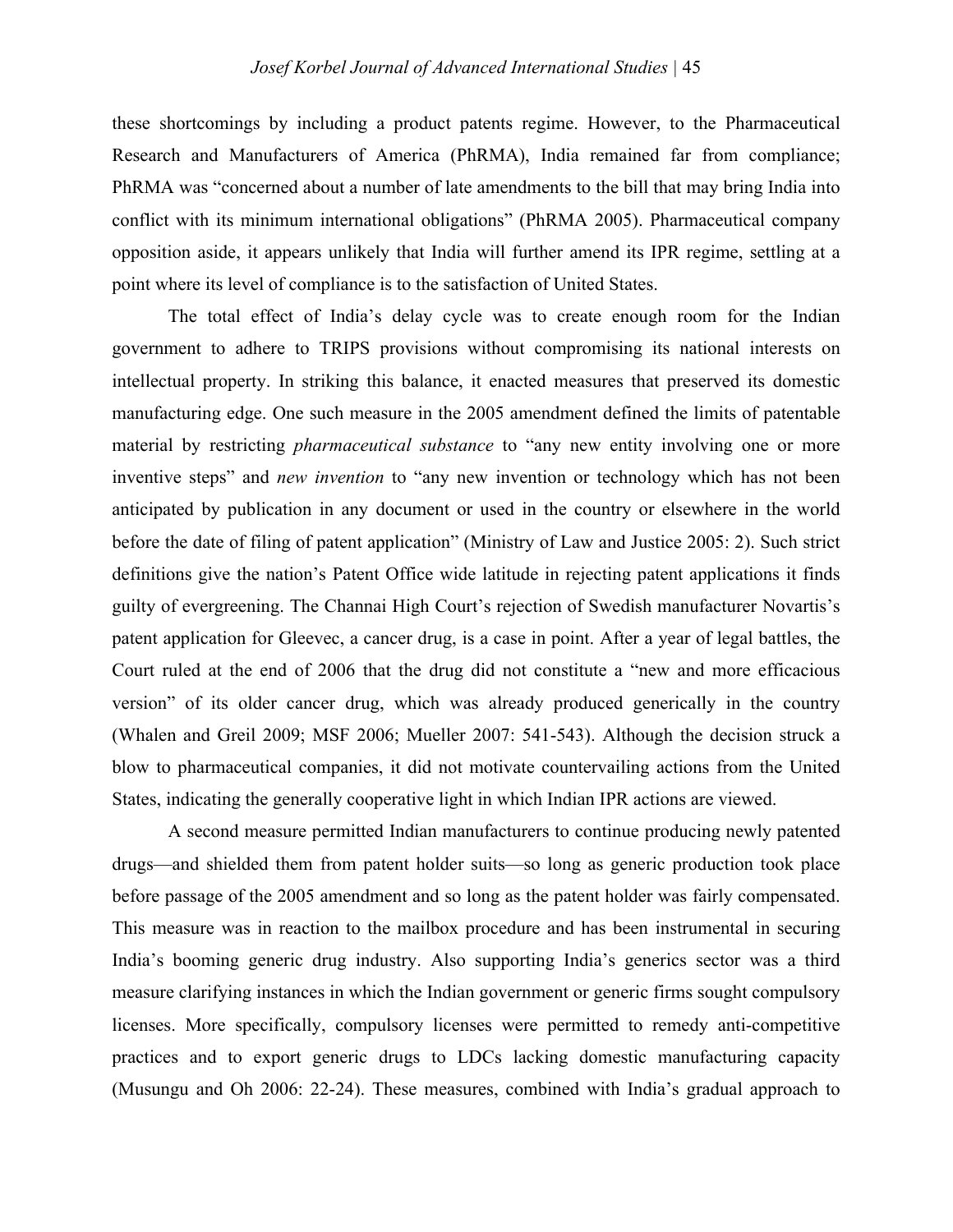these shortcomings by including a product patents regime. However, to the Pharmaceutical Research and Manufacturers of America (PhRMA), India remained far from compliance; PhRMA was "concerned about a number of late amendments to the bill that may bring India into conflict with its minimum international obligations" (PhRMA 2005). Pharmaceutical company opposition aside, it appears unlikely that India will further amend its IPR regime, settling at a point where its level of compliance is to the satisfaction of United States.

The total effect of India's delay cycle was to create enough room for the Indian government to adhere to TRIPS provisions without compromising its national interests on intellectual property. In striking this balance, it enacted measures that preserved its domestic manufacturing edge. One such measure in the 2005 amendment defined the limits of patentable material by restricting *pharmaceutical substance* to "any new entity involving one or more inventive steps" and *new invention* to "any new invention or technology which has not been anticipated by publication in any document or used in the country or elsewhere in the world before the date of filing of patent application" (Ministry of Law and Justice 2005: 2). Such strict definitions give the nation's Patent Office wide latitude in rejecting patent applications it finds guilty of evergreening. The Channai High Court's rejection of Swedish manufacturer Novartis's patent application for Gleevec, a cancer drug, is a case in point. After a year of legal battles, the Court ruled at the end of 2006 that the drug did not constitute a "new and more efficacious version" of its older cancer drug, which was already produced generically in the country (Whalen and Greil 2009; MSF 2006; Mueller 2007: 541-543). Although the decision struck a blow to pharmaceutical companies, it did not motivate countervailing actions from the United States, indicating the generally cooperative light in which Indian IPR actions are viewed.

A second measure permitted Indian manufacturers to continue producing newly patented drugs—and shielded them from patent holder suits—so long as generic production took place before passage of the 2005 amendment and so long as the patent holder was fairly compensated. This measure was in reaction to the mailbox procedure and has been instrumental in securing India's booming generic drug industry. Also supporting India's generics sector was a third measure clarifying instances in which the Indian government or generic firms sought compulsory licenses. More specifically, compulsory licenses were permitted to remedy anti-competitive practices and to export generic drugs to LDCs lacking domestic manufacturing capacity (Musungu and Oh 2006: 22-24). These measures, combined with India's gradual approach to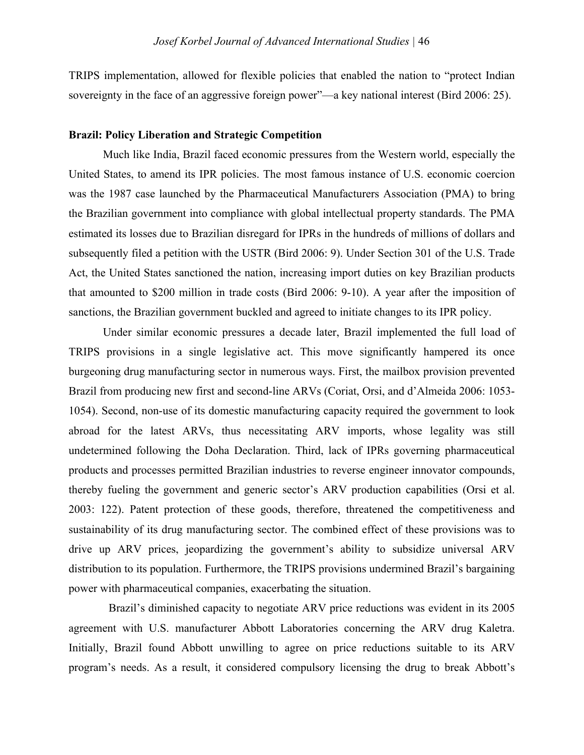TRIPS implementation, allowed for flexible policies that enabled the nation to "protect Indian sovereignty in the face of an aggressive foreign power"—a key national interest (Bird 2006: 25).

**Brazil: Policy Liberation and Strategic Competition**

Much like India, Brazil faced economic pressures from the Western world, especially the United States, to amend its IPR policies. The most famous instance of U.S. economic coercion was the 1987 case launched by the Pharmaceutical Manufacturers Association (PMA) to bring the Brazilian government into compliance with global intellectual property standards. The PMA estimated its losses due to Brazilian disregard for IPRs in the hundreds of millions of dollars and subsequently filed a petition with the USTR (Bird 2006: 9). Under Section 301 of the U.S. Trade Act, the United States sanctioned the nation, increasing import duties on key Brazilian products that amounted to $200 million in trade costs (Bird 2006: 9-10). A year after the imposition of sanctions, the Brazilian government buckled and agreed to initiate changes to its IPR policy.

Under similar economic pressures a decade later, Brazil implemented the full load of TRIPS provisions in a single legislative act. This move significantly hampered its once burgeoning drug manufacturing sector in numerous ways. First, the mailbox provision prevented Brazil from producing new first and second-line ARVs (Coriat, Orsi, and d'Almeida 2006: 1053-1054). Second, non-use of its domestic manufacturing capacity required the government to look abroad for the latest ARVs, thus necessitating ARV imports, whose legality was still undetermined following the Doha Declaration. Third, lack of IPRs governing pharmaceutical products and processes permitted Brazilian industries to reverse engineer innovator compounds, thereby fueling the government and generic sector's ARV production capabilities (Orsi et al. 2003: 122). Patent protection of these goods, therefore, threatened the competitiveness and sustainability of its drug manufacturing sector. The combined effect of these provisions was to drive up ARV prices, jeopardizing the government's ability to subsidize universal ARV distribution to its population. Furthermore, the TRIPS provisions undermined Brazil's bargaining power with pharmaceutical companies, exacerbating the situation.

Brazil's diminished capacity to negotiate ARV price reductions was evident in its 2005 agreement with U.S. manufacturer Abbott Laboratories concerning the ARV drug Kaletra. Initially, Brazil found Abbott unwilling to agree on price reductions suitable to its ARV program's needs. As a result, it considered compulsory licensing the drug to break Abbott's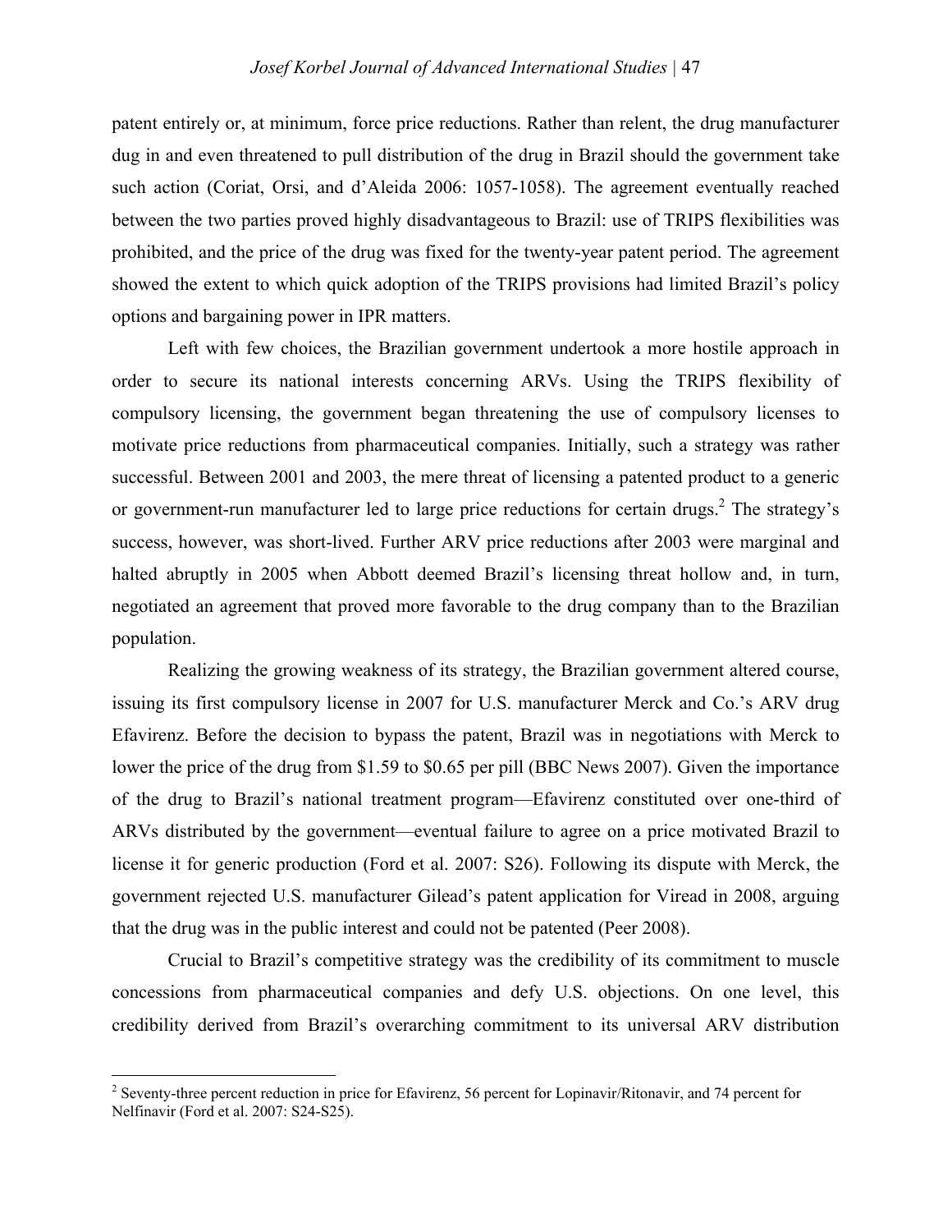patent entirely or, at minimum, force price reductions. Rather than relent, the drug manufacturer dug in and even threatened to pull distribution of the drug in Brazil should the government take such action (Coriat, Orsi, and d'Aleida 2006: 1057-1058). The agreement eventually reached between the two parties proved highly disadvantageous to Brazil: use of TRIPS flexibilities was prohibited, and the price of the drug was fixed for the twenty-year patent period. The agreement showed the extent to which quick adoption of the TRIPS provisions had limited Brazil's policy options and bargaining power in IPR matters.

Left with few choices, the Brazilian government undertook a more hostile approach in order to secure its national interests concerning ARVs. Using the TRIPS flexibility of compulsory licensing, the government began threatening the use of compulsory licenses to motivate price reductions from pharmaceutical companies. Initially, such a strategy was rather successful. Between 2001 and 2003, the mere threat of licensing a patented product to a generic or government-run manufacturer led to large price reductions for certain drugs.[2] The strategy's success, however, was short-lived. Further ARV price reductions after 2003 were marginal and halted abruptly in 2005 when Abbott deemed Brazil's licensing threat hollow and, in turn, negotiated an agreement that proved more favorable to the drug company than to the Brazilian population.

Realizing the growing weakness of its strategy, the Brazilian government altered course, issuing its first compulsory license in 2007 for U.S. manufacturer Merck and Co.'s ARV drug Efavirenz. Before the decision to bypass the patent, Brazil was in negotiations with Merck to lower the price of the drug from \$1.59 to \$0.65 per pill (BBC News 2007). Given the importance of the drug to Brazil's national treatment program—Efavirenz constituted over one-third of ARVs distributed by the government—eventual failure to agree on a price motivated Brazil to license it for generic production (Ford et al. 2007: S26). Following its dispute with Merck, the government rejected U.S. manufacturer Gilead's patent application for Viread in 2008, arguing that the drug was in the public interest and could not be patented (Peer 2008).

Crucial to Brazil's competitive strategy was the credibility of its commitment to muscle concessions from pharmaceutical companies and defy U.S. objections. On one level, this credibility derived from Brazil's overarching commitment to its universal ARV distribution

[2] Seventy-three percent reduction in price for Efavirenz, 56 percent for Lopinavir/Ritonavir, and 74 percent for Nelfinavir (Ford et al. 2007: S24-S25).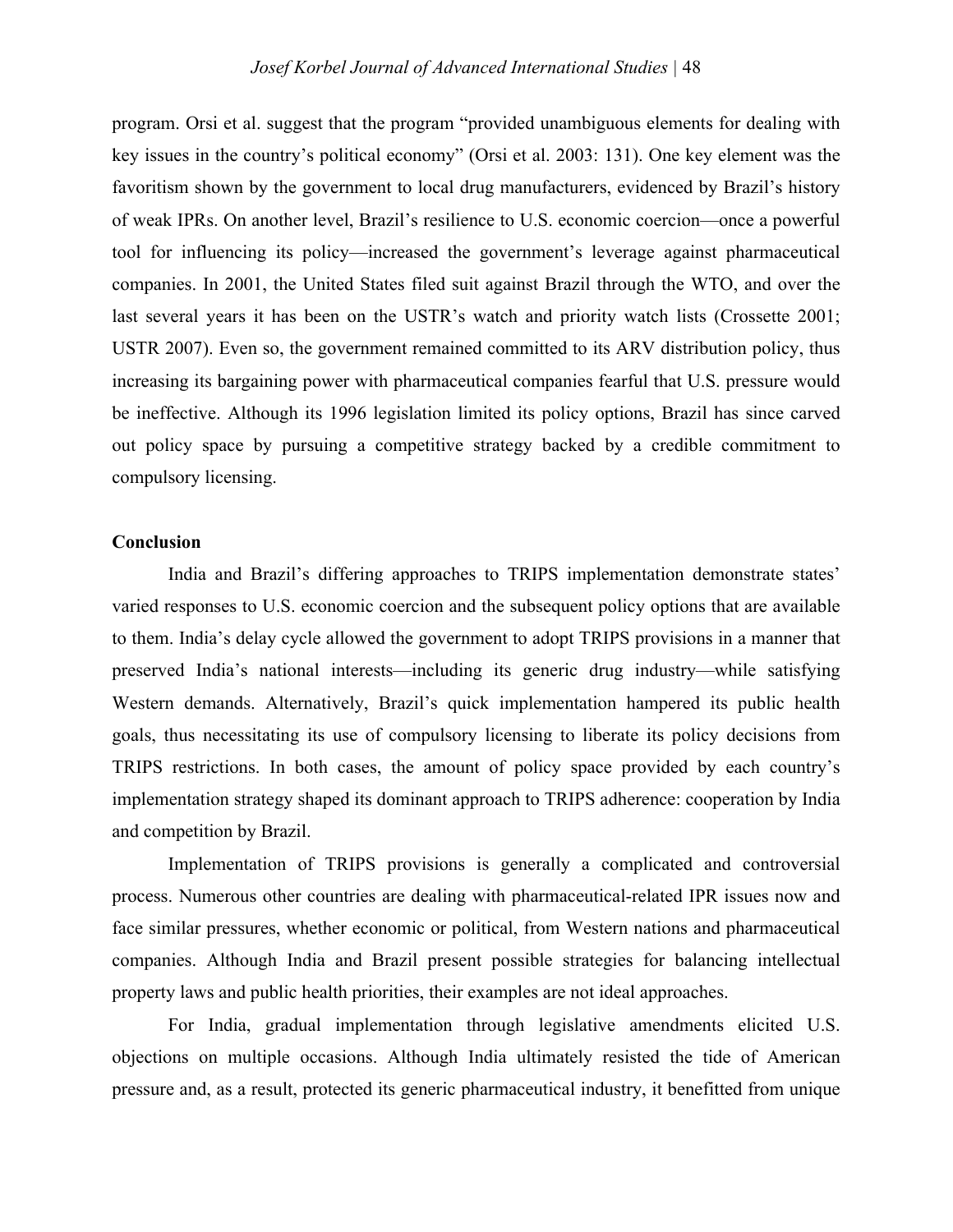program. Orsi et al. suggest that the program "provided unambiguous elements for dealing with key issues in the country's political economy" (Orsi et al. 2003: 131). One key element was the favoritism shown by the government to local drug manufacturers, evidenced by Brazil's history of weak IPRs. On another level, Brazil's resilience to U.S. economic coercion—once a powerful tool for influencing its policy—increased the government's leverage against pharmaceutical companies. In 2001, the United States filed suit against Brazil through the WTO, and over the last several years it has been on the USTR's watch and priority watch lists (Crossette 2001; USTR 2007). Even so, the government remained committed to its ARV distribution policy, thus increasing its bargaining power with pharmaceutical companies fearful that U.S. pressure would be ineffective. Although its 1996 legislation limited its policy options, Brazil has since carved out policy space by pursuing a competitive strategy backed by a credible commitment to compulsory licensing.

**Conclusion**

India and Brazil's differing approaches to TRIPS implementation demonstrate states' varied responses to U.S. economic coercion and the subsequent policy options that are available to them. India's delay cycle allowed the government to adopt TRIPS provisions in a manner that preserved India's national interests—including its generic drug industry—while satisfying Western demands. Alternatively, Brazil's quick implementation hampered its public health goals, thus necessitating its use of compulsory licensing to liberate its policy decisions from TRIPS restrictions. In both cases, the amount of policy space provided by each country's implementation strategy shaped its dominant approach to TRIPS adherence: cooperation by India and competition by Brazil.

Implementation of TRIPS provisions is generally a complicated and controversial process. Numerous other countries are dealing with pharmaceutical-related IPR issues now and face similar pressures, whether economic or political, from Western nations and pharmaceutical companies. Although India and Brazil present possible strategies for balancing intellectual property laws and public health priorities, their examples are not ideal approaches.

For India, gradual implementation through legislative amendments elicited U.S. objections on multiple occasions. Although India ultimately resisted the tide of American pressure and, as a result, protected its generic pharmaceutical industry, it benefitted from unique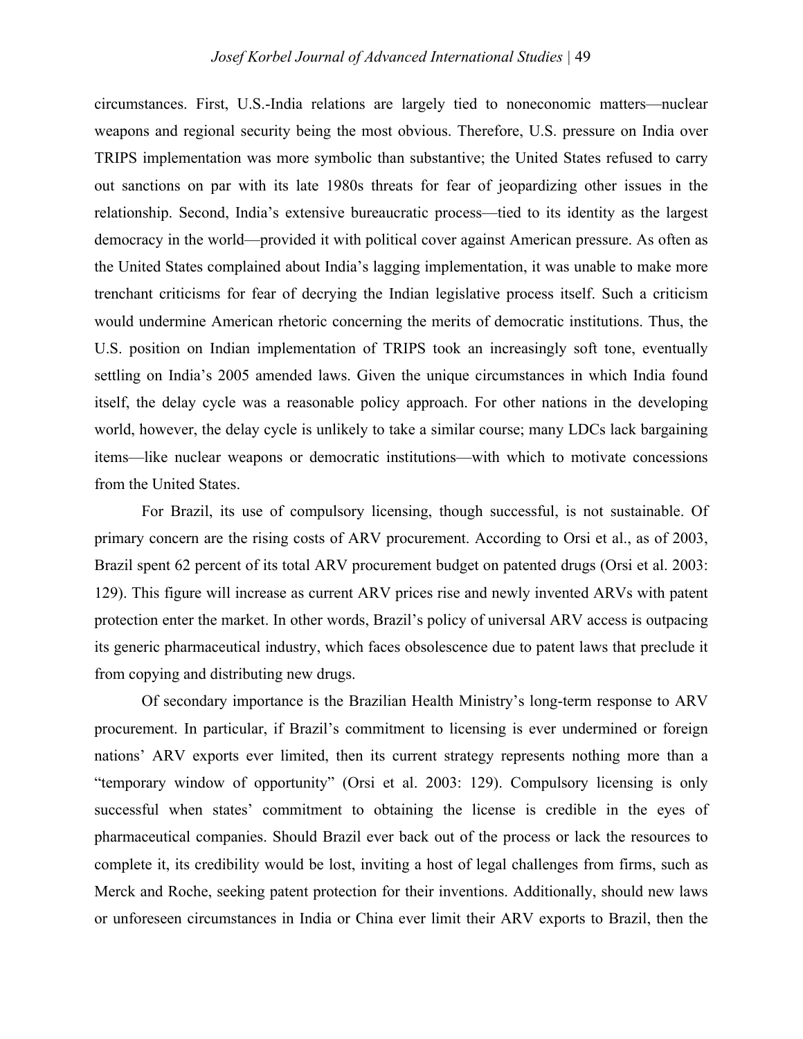circumstances. First, U.S.-India relations are largely tied to noneconomic matters—nuclear weapons and regional security being the most obvious. Therefore, U.S. pressure on India over TRIPS implementation was more symbolic than substantive; the United States refused to carry out sanctions on par with its late 1980s threats for fear of jeopardizing other issues in the relationship. Second, India's extensive bureaucratic process—tied to its identity as the largest democracy in the world—provided it with political cover against American pressure. As often as the United States complained about India's lagging implementation, it was unable to make more trenchant criticisms for fear of decrying the Indian legislative process itself. Such a criticism would undermine American rhetoric concerning the merits of democratic institutions. Thus, the U.S. position on Indian implementation of TRIPS took an increasingly soft tone, eventually settling on India's 2005 amended laws. Given the unique circumstances in which India found itself, the delay cycle was a reasonable policy approach. For other nations in the developing world, however, the delay cycle is unlikely to take a similar course; many LDCs lack bargaining items—like nuclear weapons or democratic institutions—with which to motivate concessions from the United States.

For Brazil, its use of compulsory licensing, though successful, is not sustainable. Of primary concern are the rising costs of ARV procurement. According to Orsi et al., as of 2003, Brazil spent 62 percent of its total ARV procurement budget on patented drugs (Orsi et al. 2003: 129). This figure will increase as current ARV prices rise and newly invented ARVs with patent protection enter the market. In other words, Brazil's policy of universal ARV access is outpacing its generic pharmaceutical industry, which faces obsolescence due to patent laws that preclude it from copying and distributing new drugs.

Of secondary importance is the Brazilian Health Ministry's long-term response to ARV procurement. In particular, if Brazil's commitment to licensing is ever undermined or foreign nations' ARV exports ever limited, then its current strategy represents nothing more than a "temporary window of opportunity" (Orsi et al. 2003: 129). Compulsory licensing is only successful when states' commitment to obtaining the license is credible in the eyes of pharmaceutical companies. Should Brazil ever back out of the process or lack the resources to complete it, its credibility would be lost, inviting a host of legal challenges from firms, such as Merck and Roche, seeking patent protection for their inventions. Additionally, should new laws or unforeseen circumstances in India or China ever limit their ARV exports to Brazil, then the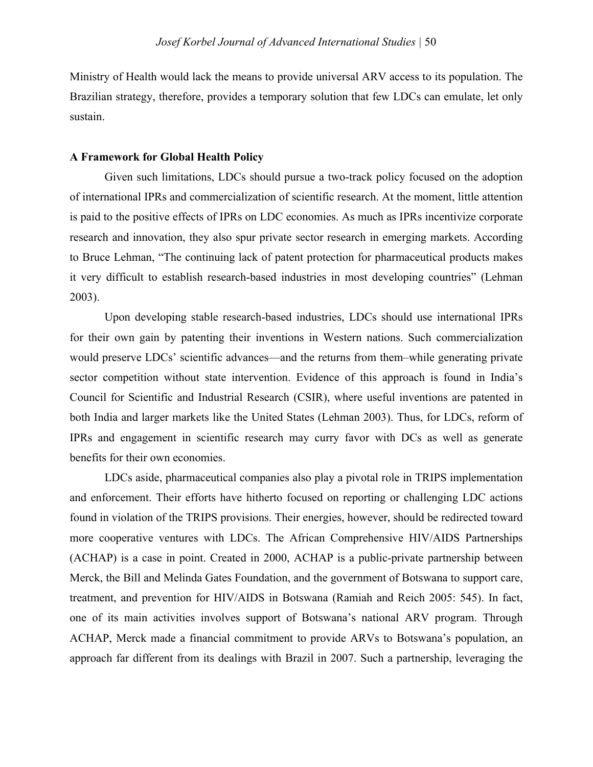Ministry of Health would lack the means to provide universal ARV access to its population. The Brazilian strategy, therefore, provides a temporary solution that few LDCs can emulate, let only sustain.

**A Framework for Global Health Policy**

Given such limitations, LDCs should pursue a two-track policy focused on the adoption of international IPRs and commercialization of scientific research. At the moment, little attention is paid to the positive effects of IPRs on LDC economies. As much as IPRs incentivize corporate research and innovation, they also spur private sector research in emerging markets. According to Bruce Lehman, "The continuing lack of patent protection for pharmaceutical products makes it very difficult to establish research-based industries in most developing countries" (Lehman 2003).

Upon developing stable research-based industries, LDCs should use international IPRs for their own gain by patenting their inventions in Western nations. Such commercialization would preserve LDCs' scientific advances—and the returns from them–while generating private sector competition without state intervention. Evidence of this approach is found in India's Council for Scientific and Industrial Research (CSIR), where useful inventions are patented in both India and larger markets like the United States (Lehman 2003). Thus, for LDCs, reform of IPRs and engagement in scientific research may curry favor with DCs as well as generate benefits for their own economies.

LDCs aside, pharmaceutical companies also play a pivotal role in TRIPS implementation and enforcement. Their efforts have hitherto focused on reporting or challenging LDC actions found in violation of the TRIPS provisions. Their energies, however, should be redirected toward more cooperative ventures with LDCs. The African Comprehensive HIV/AIDS Partnerships (ACHAP) is a case in point. Created in 2000, ACHAP is a public-private partnership between Merck, the Bill and Melinda Gates Foundation, and the government of Botswana to support care, treatment, and prevention for HIV/AIDS in Botswana (Ramiah and Reich 2005: 545). In fact, one of its main activities involves support of Botswana's national ARV program. Through ACHAP, Merck made a financial commitment to provide ARVs to Botswana's population, an approach far different from its dealings with Brazil in 2007. Such a partnership, leveraging the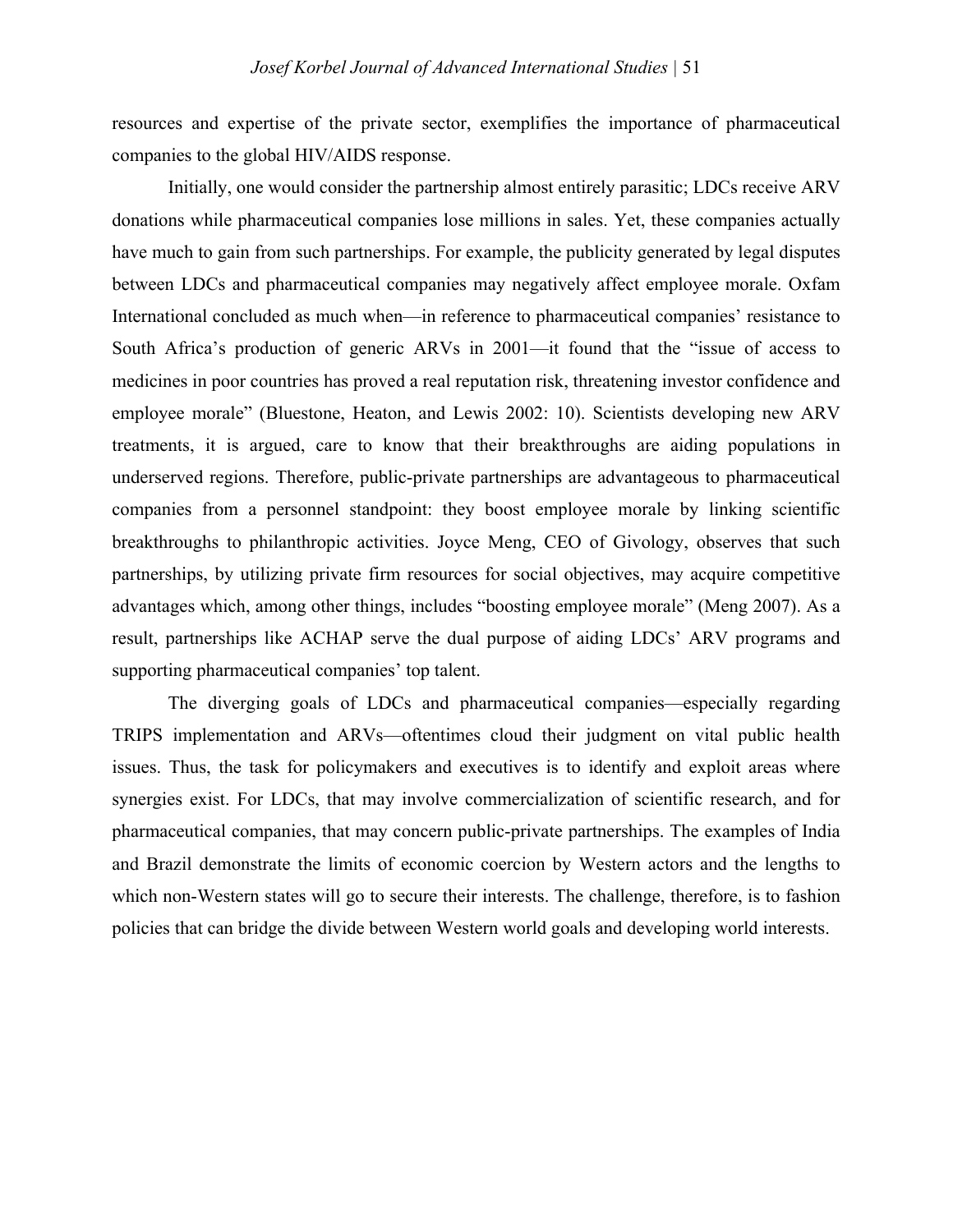resources and expertise of the private sector, exemplifies the importance of pharmaceutical companies to the global HIV/AIDS response.

Initially, one would consider the partnership almost entirely parasitic; LDCs receive ARV donations while pharmaceutical companies lose millions in sales. Yet, these companies actually have much to gain from such partnerships. For example, the publicity generated by legal disputes between LDCs and pharmaceutical companies may negatively affect employee morale. Oxfam International concluded as much when—in reference to pharmaceutical companies' resistance to South Africa's production of generic ARVs in 2001—it found that the "issue of access to medicines in poor countries has proved a real reputation risk, threatening investor confidence and employee morale" (Bluestone, Heaton, and Lewis 2002: 10). Scientists developing new ARV treatments, it is argued, care to know that their breakthroughs are aiding populations in underserved regions. Therefore, public-private partnerships are advantageous to pharmaceutical companies from a personnel standpoint: they boost employee morale by linking scientific breakthroughs to philanthropic activities. Joyce Meng, CEO of Givology, observes that such partnerships, by utilizing private firm resources for social objectives, may acquire competitive advantages which, among other things, includes "boosting employee morale" (Meng 2007). As a result, partnerships like ACHAP serve the dual purpose of aiding LDCs' ARV programs and supporting pharmaceutical companies' top talent.

The diverging goals of LDCs and pharmaceutical companies—especially regarding TRIPS implementation and ARVs—oftentimes cloud their judgment on vital public health issues. Thus, the task for policymakers and executives is to identify and exploit areas where synergies exist. For LDCs, that may involve commercialization of scientific research, and for pharmaceutical companies, that may concern public-private partnerships. The examples of India and Brazil demonstrate the limits of economic coercion by Western actors and the lengths to which non-Western states will go to secure their interests. The challenge, therefore, is to fashion policies that can bridge the divide between Western world goals and developing world interests.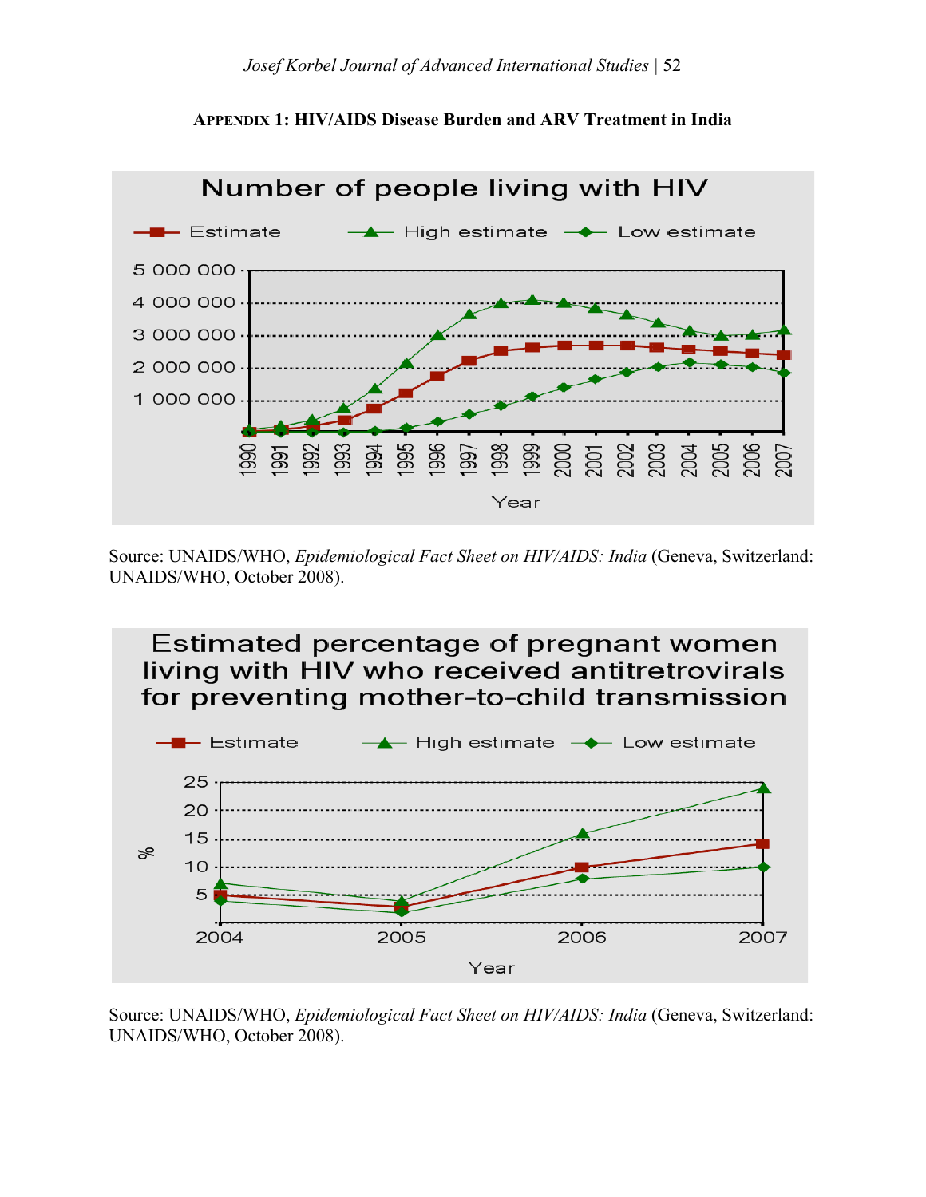**APPENDIX 1: HIV/AIDS Disease Burden and ARV Treatment in India**

Number of people living with HIV

Source: UNAIDS/WHO, *Epidemiological Fact Sheet on HIV/AIDS: India* (Geneva, Switzerland: UNAIDS/WHO, October 2008).

Estimated percentage of pregnant women living with HIV who received antitretrovirals for preventing mother-to-child transmission

Source: UNAIDS/WHO, *Epidemiological Fact Sheet on HIV/AIDS: India* (Geneva, Switzerland: UNAIDS/WHO, October 2008).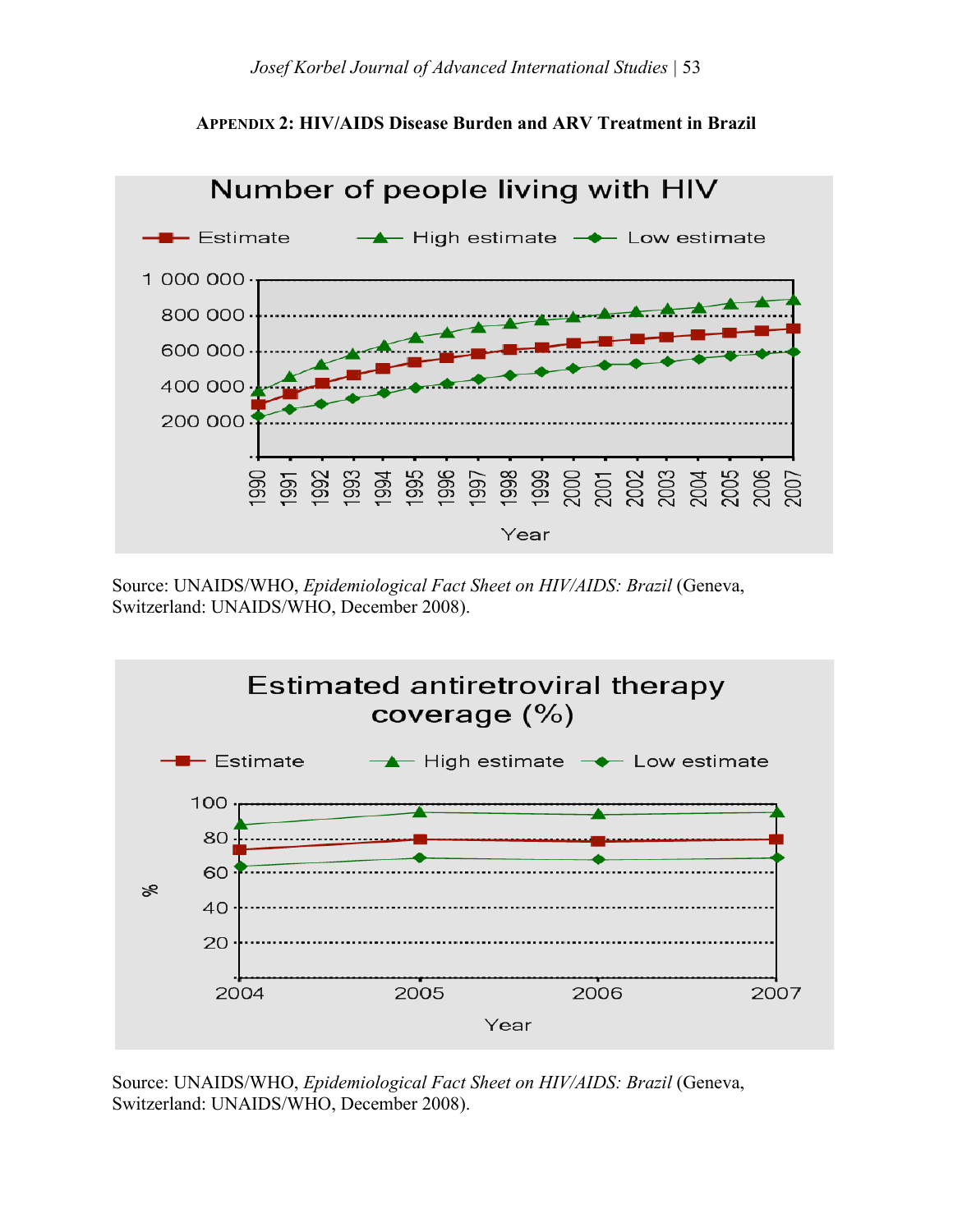**APPENDIX 2: HIV/AIDS Disease Burden and ARV Treatment in Brazil**

Source: UNAIDS/WHO, *Epidemiological Fact Sheet on HIV/AIDS: Brazil* (Geneva, Switzerland: UNAIDS/WHO, December 2008).

Source: UNAIDS/WHO, *Epidemiological Fact Sheet on HIV/AIDS: Brazil* (Geneva, Switzerland: UNAIDS/WHO, December 2008).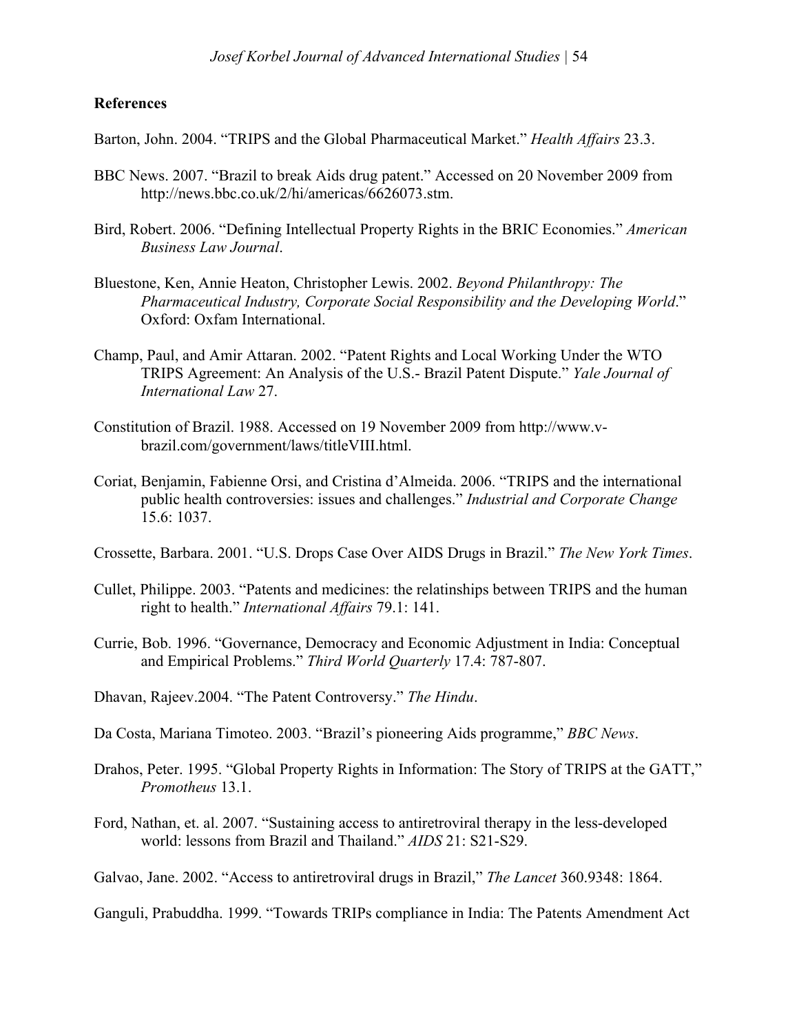**References**

Barton, John. 2004. "TRIPS and the Global Pharmaceutical Market." *Health Affairs* 23.3.

BBC News. 2007. "Brazil to break Aids drug patent." Accessed on 20 November 2009 from http://news.bbc.co.uk/2/hi/americas/6626073.stm.

Bird, Robert. 2006. "Defining Intellectual Property Rights in the BRIC Economies." *American Business Law Journal*.

Bluestone, Ken, Annie Heaton, Christopher Lewis. 2002. *Beyond Philanthropy: The Pharmaceutical Industry, Corporate Social Responsibility and the Developing World*." Oxford: Oxfam International.

Champ, Paul, and Amir Attaran. 2002. "Patent Rights and Local Working Under the WTO TRIPS Agreement: An Analysis of the U.S.- Brazil Patent Dispute." *Yale Journal of International Law* 27.

Constitution of Brazil. 1988. Accessed on 19 November 2009 from http://www.v-brazil.com/government/laws/titleVIII.html.

Coriat, Benjamin, Fabienne Orsi, and Cristina d'Almeida. 2006. "TRIPS and the international public health controversies: issues and challenges." *Industrial and Corporate Change* 15.6: 1037.

Crossette, Barbara. 2001. "U.S. Drops Case Over AIDS Drugs in Brazil." *The New York Times*.

Cullet, Philippe. 2003. "Patents and medicines: the relatinships between TRIPS and the human right to health." *International Affairs* 79.1: 141.

Currie, Bob. 1996. "Governance, Democracy and Economic Adjustment in India: Conceptual and Empirical Problems." *Third World Quarterly* 17.4: 787-807.

Dhavan, Rajeev.2004. "The Patent Controversy." *The Hindu*.

Da Costa, Mariana Timoteo. 2003. "Brazil's pioneering Aids programme," *BBC News*.

Drahos, Peter. 1995. "Global Property Rights in Information: The Story of TRIPS at the GATT," *Promotheus* 13.1.

Ford, Nathan, et. al. 2007. "Sustaining access to antiretroviral therapy in the less-developed world: lessons from Brazil and Thailand." *AIDS* 21: S21-S29.

Galvao, Jane. 2002. "Access to antiretroviral drugs in Brazil," *The Lancet* 360.9348: 1864.

Ganguli, Prabuddha. 1999. "Towards TRIPs compliance in India: The Patents Amendment Act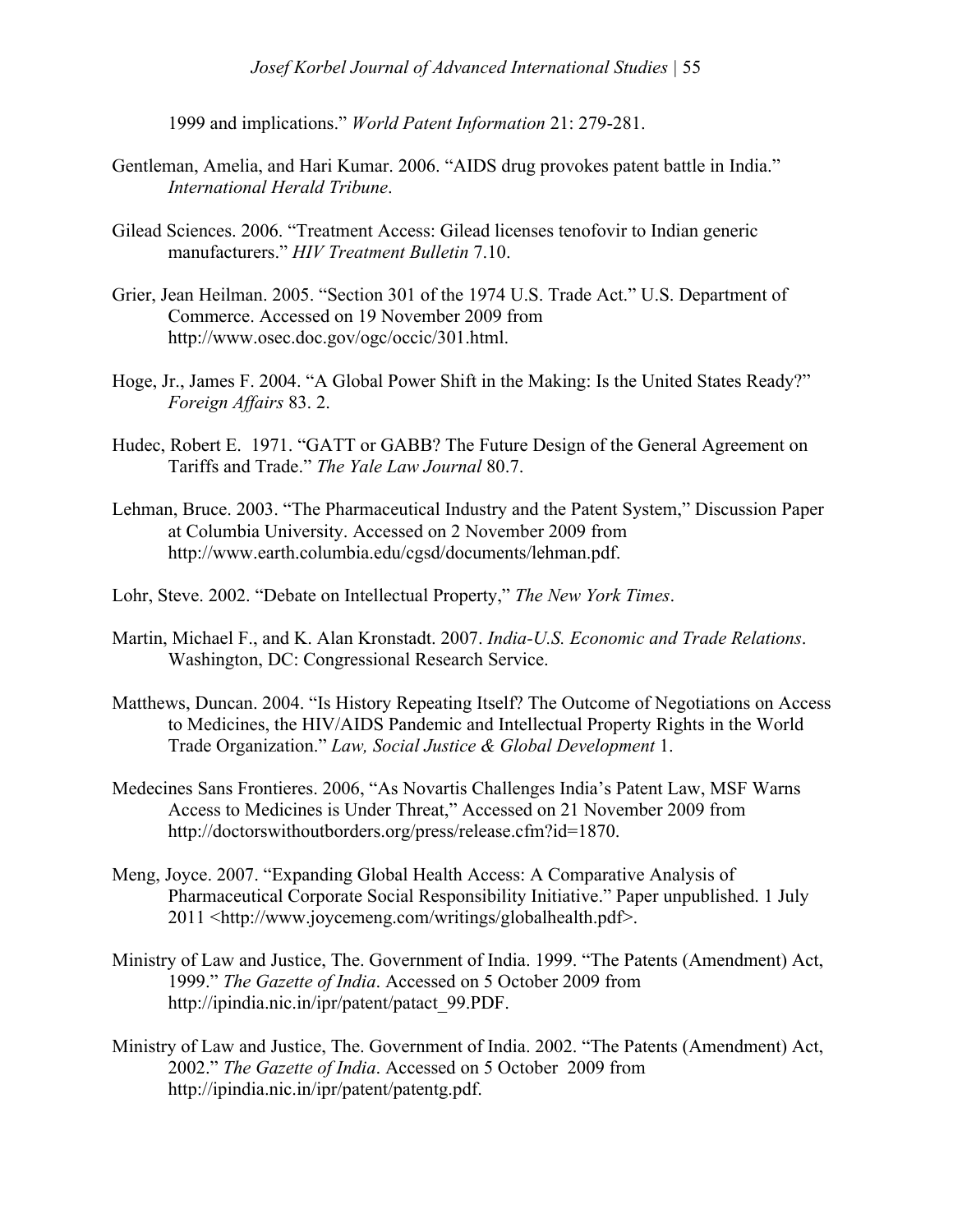1999 and implications." *World Patent Information* 21: 279-281.

Gentleman, Amelia, and Hari Kumar. 2006. "AIDS drug provokes patent battle in India." *International Herald Tribune*.

Gilead Sciences. 2006. "Treatment Access: Gilead licenses tenofovir to Indian generic manufacturers." *HIV Treatment Bulletin* 7.10.

Grier, Jean Heilman. 2005. "Section 301 of the 1974 U.S. Trade Act." U.S. Department of Commerce. Accessed on 19 November 2009 from http://www.osec.doc.gov/ogc/occic/301.html.

Hoge, Jr., James F. 2004. "A Global Power Shift in the Making: Is the United States Ready?" *Foreign Affairs* 83. 2.

Hudec, Robert E. 1971. "GATT or GABB? The Future Design of the General Agreement on Tariffs and Trade." *The Yale Law Journal* 80.7.

Lehman, Bruce. 2003. "The Pharmaceutical Industry and the Patent System," Discussion Paper at Columbia University. Accessed on 2 November 2009 from http://www.earth.columbia.edu/cgsd/documents/lehman.pdf.

Lohr, Steve. 2002. "Debate on Intellectual Property," *The New York Times*.

Martin, Michael F., and K. Alan Kronstadt. 2007. *India-U.S. Economic and Trade Relations*. Washington, DC: Congressional Research Service.

Matthews, Duncan. 2004. "Is History Repeating Itself? The Outcome of Negotiations on Access to Medicines, the HIV/AIDS Pandemic and Intellectual Property Rights in the World Trade Organization." *Law, Social Justice & Global Development* 1.

Medecines Sans Frontieres. 2006, "As Novartis Challenges India's Patent Law, MSF Warns Access to Medicines is Under Threat," Accessed on 21 November 2009 from http://doctorswithoutborders.org/press/release.cfm?id=1870.

Meng, Joyce. 2007. "Expanding Global Health Access: A Comparative Analysis of Pharmaceutical Corporate Social Responsibility Initiative." Paper unpublished. 1 July 2011 <http://www.joycemeng.com/writings/globalhealth.pdf>.

Ministry of Law and Justice, The. Government of India. 1999. "The Patents (Amendment) Act, 1999." *The Gazette of India*. Accessed on 5 October 2009 from http://ipindia.nic.in/ipr/patent/patact_99.PDF.

Ministry of Law and Justice, The. Government of India. 2002. "The Patents (Amendment) Act, 2002." *The Gazette of India*. Accessed on 5 October 2009 from http://ipindia.nic.in/ipr/patent/patentg.pdf.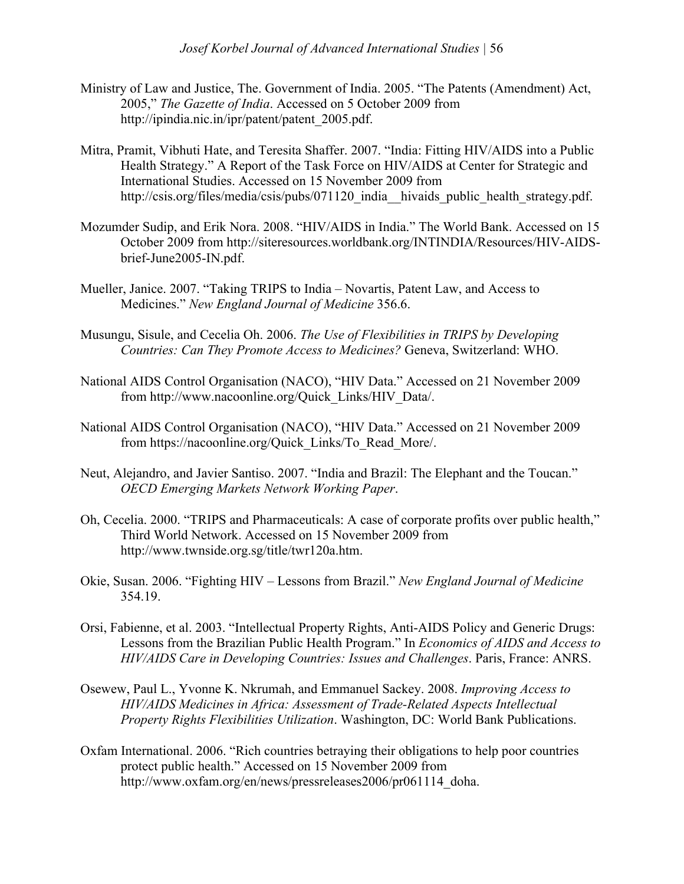Ministry of Law and Justice, The. Government of India. 2005. "The Patents (Amendment) Act, 2005," *The Gazette of India*. Accessed on 5 October 2009 from http://ipindia.nic.in/ipr/patent/patent_2005.pdf.

Mitra, Pramit, Vibhuti Hate, and Teresita Shaffer. 2007. "India: Fitting HIV/AIDS into a Public Health Strategy." A Report of the Task Force on HIV/AIDS at Center for Strategic and International Studies. Accessed on 15 November 2009 from http://csis.org/files/media/csis/pubs/071120_india__hivaids_public_health_strategy.pdf.

Mozumder Sudip, and Erik Nora. 2008. "HIV/AIDS in India." The World Bank. Accessed on 15 October 2009 from http://siteresources.worldbank.org/INTINDIA/Resources/HIV-AIDS-brief-June2005-IN.pdf.

Mueller, Janice. 2007. "Taking TRIPS to India – Novartis, Patent Law, and Access to Medicines." *New England Journal of Medicine* 356.6.

Musungu, Sisule, and Cecelia Oh. 2006. *The Use of Flexibilities in TRIPS by Developing Countries: Can They Promote Access to Medicines?* Geneva, Switzerland: WHO.

National AIDS Control Organisation (NACO), "HIV Data." Accessed on 21 November 2009 from http://www.nacoonline.org/Quick_Links/HIV_Data/.

National AIDS Control Organisation (NACO), "HIV Data." Accessed on 21 November 2009 from https://nacoonline.org/Quick_Links/To_Read_More/.

Neut, Alejandro, and Javier Santiso. 2007. "India and Brazil: The Elephant and the Toucan." *OECD Emerging Markets Network Working Paper*.

Oh, Cecelia. 2000. "TRIPS and Pharmaceuticals: A case of corporate profits over public health," Third World Network. Accessed on 15 November 2009 from http://www.twnside.org.sg/title/twr120a.htm.

Okie, Susan. 2006. "Fighting HIV – Lessons from Brazil." *New England Journal of Medicine* 354.19.

Orsi, Fabienne, et al. 2003. "Intellectual Property Rights, Anti-AIDS Policy and Generic Drugs: Lessons from the Brazilian Public Health Program." In *Economics of AIDS and Access to HIV/AIDS Care in Developing Countries: Issues and Challenges*. Paris, France: ANRS.

Osewew, Paul L., Yvonne K. Nkrumah, and Emmanuel Sackey. 2008. *Improving Access to HIV/AIDS Medicines in Africa: Assessment of Trade-Related Aspects Intellectual Property Rights Flexibilities Utilization*. Washington, DC: World Bank Publications.

Oxfam International. 2006. "Rich countries betraying their obligations to help poor countries protect public health." Accessed on 15 November 2009 from http://www.oxfam.org/en/news/pressreleases2006/pr061114_doha.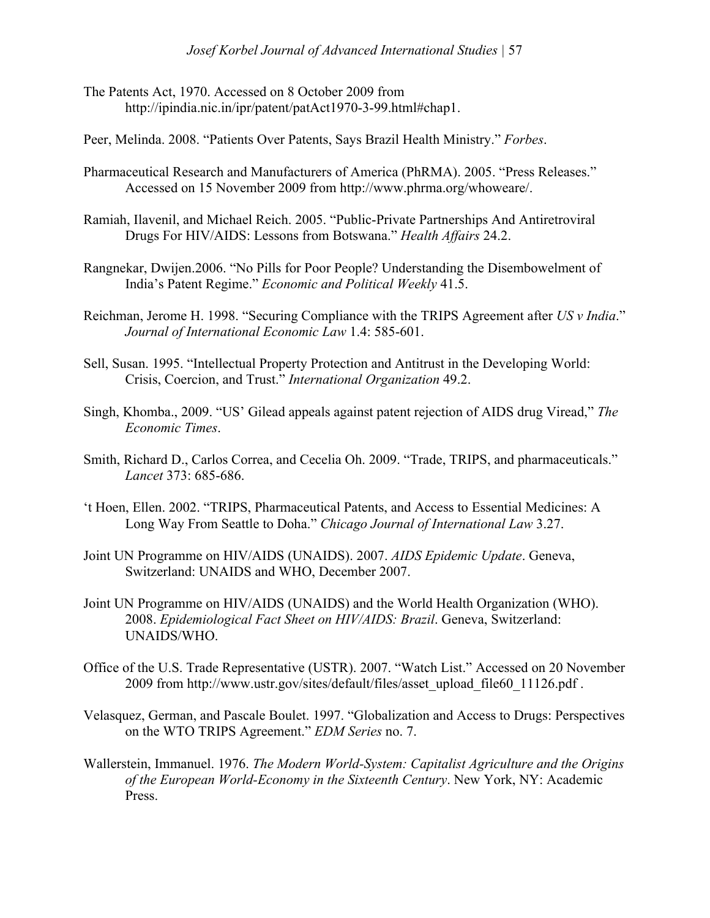The Patents Act, 1970. Accessed on 8 October 2009 from http://ipindia.nic.in/ipr/patent/patAct1970-3-99.html#chap1.

Peer, Melinda. 2008. "Patients Over Patents, Says Brazil Health Ministry." *Forbes*.

Pharmaceutical Research and Manufacturers of America (PhRMA). 2005. "Press Releases." Accessed on 15 November 2009 from http://www.phrma.org/whoweare/.

Ramiah, Ilavenil, and Michael Reich. 2005. "Public-Private Partnerships And Antiretroviral Drugs For HIV/AIDS: Lessons from Botswana." *Health Affairs* 24.2.

Rangnekar, Dwijen.2006. "No Pills for Poor People? Understanding the Disembowelment of India's Patent Regime." *Economic and Political Weekly* 41.5.

Reichman, Jerome H. 1998. "Securing Compliance with the TRIPS Agreement after *US v India*." *Journal of International Economic Law* 1.4: 585-601.

Sell, Susan. 1995. "Intellectual Property Protection and Antitrust in the Developing World: Crisis, Coercion, and Trust." *International Organization* 49.2.

Singh, Khomba., 2009. "US' Gilead appeals against patent rejection of AIDS drug Viread," *The Economic Times*.

Smith, Richard D., Carlos Correa, and Cecelia Oh. 2009. "Trade, TRIPS, and pharmaceuticals." *Lancet* 373: 685-686.

't Hoen, Ellen. 2002. "TRIPS, Pharmaceutical Patents, and Access to Essential Medicines: A Long Way From Seattle to Doha." *Chicago Journal of International Law* 3.27.

Joint UN Programme on HIV/AIDS (UNAIDS). 2007. *AIDS Epidemic Update*. Geneva, Switzerland: UNAIDS and WHO, December 2007.

Joint UN Programme on HIV/AIDS (UNAIDS) and the World Health Organization (WHO). 2008. *Epidemiological Fact Sheet on HIV/AIDS: Brazil*. Geneva, Switzerland: UNAIDS/WHO.

Office of the U.S. Trade Representative (USTR). 2007. "Watch List." Accessed on 20 November 2009 from http://www.ustr.gov/sites/default/files/asset_upload_file60_11126.pdf .

Velasquez, German, and Pascale Boulet. 1997. "Globalization and Access to Drugs: Perspectives on the WTO TRIPS Agreement." *EDM Series* no. 7.

Wallerstein, Immanuel. 1976. *The Modern World-System: Capitalist Agriculture and the Origins of the European World-Economy in the Sixteenth Century*. New York, NY: Academic Press.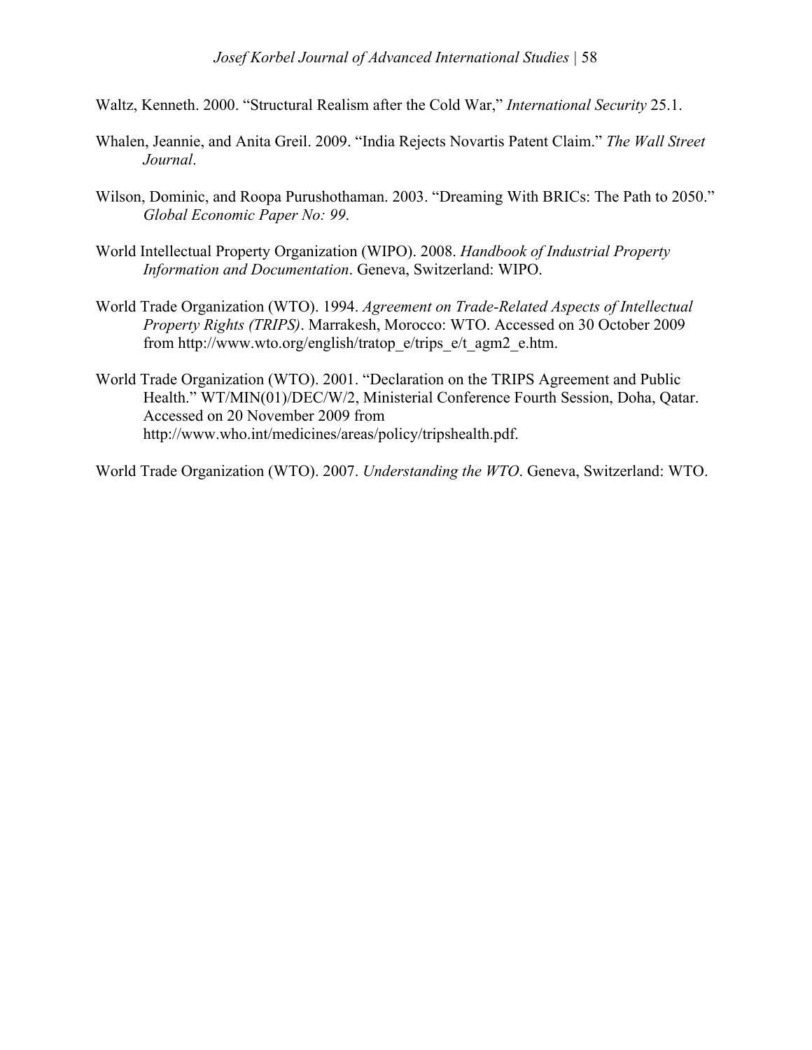Waltz, Kenneth. 2000. "Structural Realism after the Cold War," *International Security* 25.1.

Whalen, Jeannie, and Anita Greil. 2009. "India Rejects Novartis Patent Claim." *The Wall Street Journal*.

Wilson, Dominic, and Roopa Purushothaman. 2003. "Dreaming With BRICs: The Path to 2050." *Global Economic Paper No: 99*.

World Intellectual Property Organization (WIPO). 2008. *Handbook of Industrial Property Information and Documentation*. Geneva, Switzerland: WIPO.

World Trade Organization (WTO). 1994. *Agreement on Trade-Related Aspects of Intellectual Property Rights (TRIPS)*. Marrakesh, Morocco: WTO. Accessed on 30 October 2009 from http://www.wto.org/english/tratop_e/trips_e/t_agm2_e.htm.

World Trade Organization (WTO). 2001. "Declaration on the TRIPS Agreement and Public Health." WT/MIN(01)/DEC/W/2, Ministerial Conference Fourth Session, Doha, Qatar. Accessed on 20 November 2009 from http://www.who.int/medicines/areas/policy/tripshealth.pdf.

World Trade Organization (WTO). 2007. *Understanding the WTO*. Geneva, Switzerland: WTO.